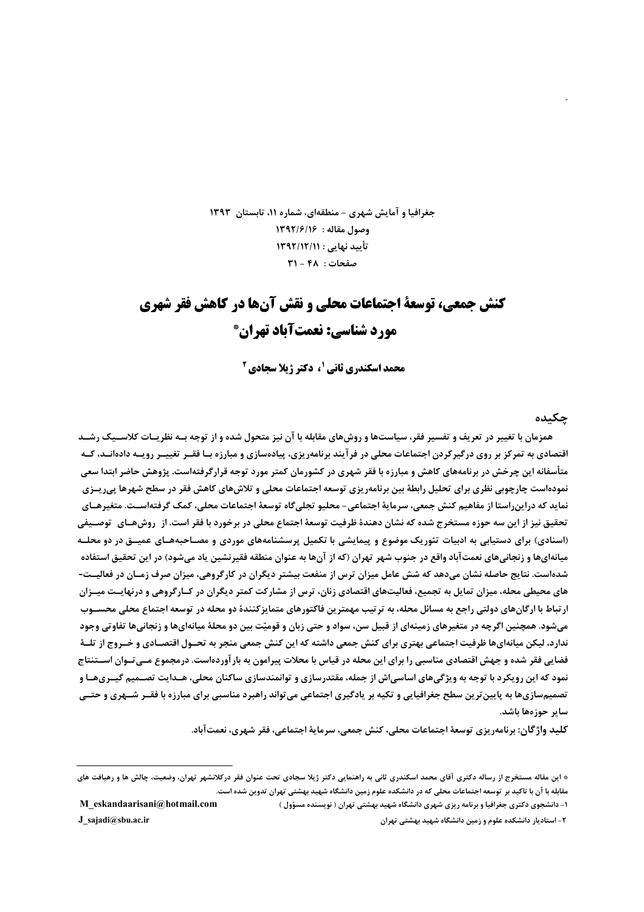جغرافیا و آمایش شهری - منطقه‌ای، شماره ۱۱، تابستان ۱۳۹۳

وصول مقاله : ۱۳۹۲/۶/۱۶

تأیید نهایی : ۱۳۹۲/۱۲/۱۱

صفحات : ۴۸ - ۳۱

# کنش جمعی، توسعهٔ اجتماعات محلی و نقش آن‌ها در کاهش فقر شهری مورد شناسی: نعمت‌آباد تهران*

**محمد اسکندری ثانی[1]، دکتر ژیلا سجادی[2]**

## چکیده

همزمان با تغییر در تعریف و تفسیر فقر، سیاست‌ها و روش‌های مقابله با آن نیز متحول شده و از توجه بـه نظریـات کلاسـیک رشـد اقتصادی به تمرکز بر روی درگیرکردن اجتماعات محلی در فرآیند برنامه‌ریزی، پیاده‌سازی و مبارزه بـا فقـر تغییـر رویـه داده‌انـد، کـه متأسفانه این چرخش در برنامه‌های کاهش و مبارزه با فقر شهری در کشورمان کمتر مورد توجه قرارگرفته‌است. پژوهش حاضر ابتدا سعی نموده‌است چارچوبی نظری برای تحلیل رابطهٔ بین برنامه‌ریزی توسعه اجتماعات محلی و تلاش‌های کاهش فقر در سطح شهرها پی‌ریـزی نماید که دراین‌راستا از مفاهیم کنش جمعی، سرمایهٔ اجتماعی- محلیو تجلی‌گاه توسعهٔ اجتماعات محلی، کمک گرفته‌اسـت. متغیرهـای تحقیق نیز از این سه حوزه مستخرج شده که نشان دهندهٔ ظرفیت توسعهٔ اجتماع محلی در برخورد با فقر است. از روش‌هـای توصـیفی (اسنادی) برای دستیابی به ادبیات تئوریک موضوع و پیمایشی با تکمیل پرسشنامه‌های موردی و مصـاحبه‌هـای عمیـق در دو محلـه میانه‌ای‌ها و زنجانی‌های نعمت‌آباد واقع در جنوب شهر تهران (که از آن‌ها به عنوان منطقه فقیرنشین یاد می‌شود) در این تحقیق استفاده شده‌است. نتایج حاصله نشان می‌دهد که شش عامل میزان ترس از منفعت بیشتر دیگران در کارگروهی، میزان صرف زمـان در فعالیـت-های محیطی محله، میزان تمایل به تجمیع، فعالیت‌های اقتصادی زنان، ترس از مشارکت کمتر دیگران در کـارگروهی و درنهایـت میـزان ارتباط با ارگان‌های دولتی راجع به مسائل محله، به ترتیب مهمترین فاکتورهای متمایزکنندهٔ دو محله در توسعه اجتماع محلی محسـوب می‌شود. همچنین اگرچه در متغیرهای زمینه‌ای از قبیل سن، سواد و حتی زبان و قومیّت بین دو محلهٔ میانه‌ای‌ها و زنجانی‌ها تفاوتی وجود ندارد، لیکن میانه‌ای‌ها ظرفیت اجتماعی بهتری برای کنش جمعی داشته که این کنش جمعی منجر به تحـول اقتصـادی و خـروج از تلـهٔ فضایی فقر شده و جهش اقتصادی مناسبی را برای این محله در قیاس با محلات پیرامون به بارآورده‌است. درمجموع مـی‌تـوان اسـتنتاج نمود که این رویکرد با توجه به ویژگی‌های اساسی‌اش از جمله، مقتدرسازی و توانمندسازی ساکنان محلی، هـدایت تصـمیم گیـری‌هـا و تصمیم‌سازی‌ها به پایین‌ترین سطح جغرافیایی و تکیه بر یادگیری اجتماعی می‌تواند راهبرد مناسبی برای مبارزه با فقـر شـهری و حتـی سایر حوزه‌ها باشد.

**کلید واژگان:** برنامه‌ریزی توسعهٔ اجتماعات محلی، کنش جمعی، سرمایهٔ اجتماعی، فقر شهری، نعمت‌آباد.

---

* این مقاله مستخرج از رساله دکتری آقای محمد اسکندری ثانی به راهنمایی دکتر ژیلا سجادی تحت عنوان فقر درکلانشهر تهران، وضعیت، چالش ها و رهیافت های مقابله با آن با تاکید بر توسعه اجتماعات محلی که در دانشکده علوم زمین دانشگاه شهید بهشتی تهران تدوین شده است.

[1] - دانشجوی دکتری جغرافیا و برنامه ریزی شهری دانشگاه شهید بهشتی تهران ( نویسنده مسؤول ) M_eskandaarisani@hotmail.com

[2] - استادیار دانشکده علوم و زمین دانشگاه شهید بهشتی تهران J_sajadi@sbu.ac.ir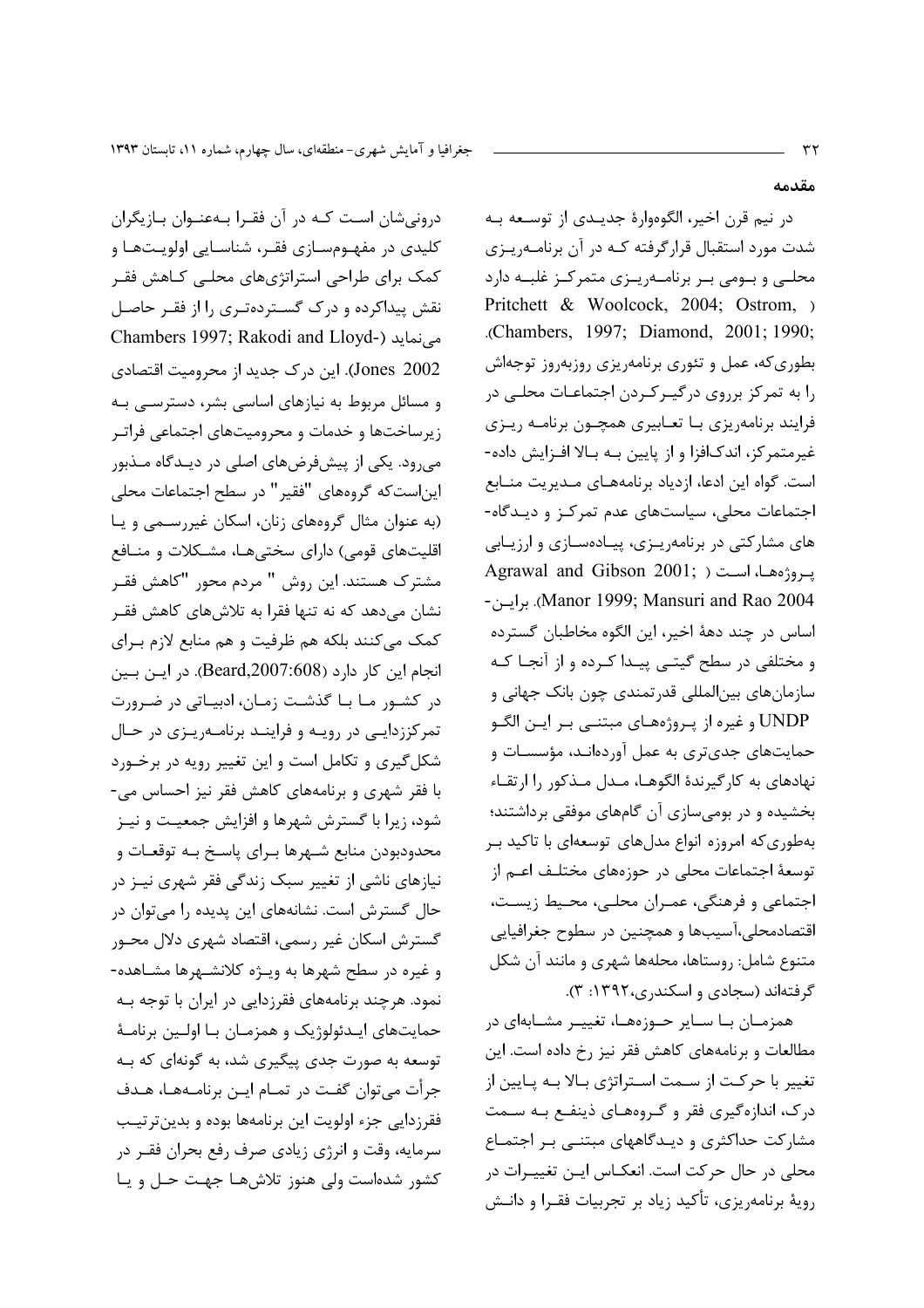## مقدمه

در نیم قرن اخیر، الگووارهٔ جدیدی از توسعه به شدت مورد استقبال قرارگرفته که در آن برنامه‌ریزی محلی و بومی بر برنامه‌ریزی متمرکز غلبه دارد (Pritchett & Woolcock, 2004; Ostrom, 1990; Chambers, 1997; Diamond, 2001). بطوری‌که، عمل و تئوری برنامه‌ریزی روزبه‌روز توجه‌اش را به تمرکز برروی درگیرکردن اجتماعات محلی در فرایند برنامه‌ریزی با تعابیری همچون برنامه ریزی غیرمتمرکز، اندک‌افزا و از پایین به بالا افزایش داده-است. گواه این ادعا، ازدیاد برنامه‌های مدیریت منابع اجتماعات محلی، سیاست‌های عدم تمرکز و دیدگاه‌های مشارکتی در برنامه‌ریزی، پیاده‌سازی و ارزیابی پروژه‌ها، است (Agrawal and Gibson 2001; Manor 1999; Mansuri and Rao 2004). براین-اساس در چند دههٔ اخیر، این الگو مخاطبان گسترده و مختلفی در سطح گیتی پیدا کرده و از آنجا که سازمان‌های بین‌المللی قدرتمندی چون بانک جهانی و UNDP و غیره از پروژه‌های مبتنی بر این الگو حمایت‌های جدی‌تری به عمل آورده‌اند، مؤسسات و نهادهای به کارگیرندهٔ الگوها، مدل مذکور را ارتقاء بخشیده و در بومی‌سازی آن گام‌های موفقی برداشتند؛ به‌طوری‌که امروزه انواع مدل‌های توسعه‌ای با تاکید بر توسعهٔ اجتماعات محلی در حوزه‌های مختلف اعم از اجتماعی و فرهنگی، عمران محلی، محیط زیست، اقتصادمحلی،آسیب‌ها و همچنین در سطوح جغرافیایی متنوع شامل: روستاها، محله‌ها شهری و مانند آن شکل گرفته‌اند (سجادی و اسکندری،۱۳۹۲: ۳).

همزمان با سایر حوزه‌ها، تغییر مشابه‌ای در مطالعات و برنامه‌های کاهش فقر نیز رخ داده است. این تغییر با حرکت از سمت استراتژی بالا به پایین از درک، اندازه‌گیری فقر و گروه‌های ذینفع به سمت مشارکت حداکثری و دیدگاههای مبتنی بر اجتماع محلی در حال حرکت است. انعکاس این تغییرات در رویهٔ برنامه‌ریزی، تأکید زیاد بر تجربیات فقرا و دانش درونی‌شان است که در آن فقرا به‌عنوان بازیگران کلیدی در مفهوم‌سازی فقر، شناسایی اولویت‌ها و کمک برای طراحی استراتژی‌های محلی کاهش فقر نقش پیداکرده و درک گسترده‌تری را از فقر حاصل می‌نماید (Chambers 1997; Rakodi and Lloyd-Jones 2002). این درک جدید از محرومیت اقتصادی و مسائل مربوط به نیازهای اساسی بشر، دسترسی به زیرساخت‌ها و خدمات و محرومیت‌های اجتماعی فراتر می‌رود. یکی از پیش‌فرض‌های اصلی در دیدگاه مذبور این‌است‌که گروه‌های "فقیر" در سطح اجتماعات محلی (به عنوان مثال گروه‌های زنان، اسکان غیررسمی و یا اقلیت‌های قومی) دارای سختی‌ها، مشکلات و منافع مشترک هستند. این روش " مردم محور "کاهش فقر" نشان می‌دهد که نه تنها فقرا به تلاش‌های کاهش فقر کمک می‌کنند بلکه هم ظرفیت و هم منابع لازم برای انجام این کار دارد (Beard,2007:608). در این بین در کشور ما با گذشت زمان، ادبیاتی در ضرورت تمرکززدایی در رویه و فرایند برنامه‌ریزی در حال شکل‌گیری و تکامل است و این تغییر رویه در برخورد با فقر شهری و برنامه‌های کاهش فقر نیز احساس می-شود، زیرا با گسترش شهرها و افزایش جمعیت و نیز محدودبودن منابع شهرها برای پاسخ به توقعات و نیازهای ناشی از تغییر سبک زندگی فقر شهری نیز در حال گسترش است. نشانه‌های این پدیده را می‌توان در گسترش اسکان غیر رسمی، اقتصاد شهری دلال محور و غیره در سطح شهرها به ویژه کلانشهرها مشاهده-نمود. هرچند برنامه‌های فقرزدایی در ایران با توجه به حمایت‌های ایدئولوژیک و همزمان با اولین برنامهٔ توسعه به صورت جدی پیگیری شد، به گونه‌ای که به جرأت می‌توان گفت در تمام این برنامه‌ها، هدف فقرزدایی جزء اولویت این برنامه‌ها بوده و بدین‌ترتیب سرمایه، وقت و انرژی زیادی صرف رفع بحران فقر در کشور شده‌است ولی هنوز تلاش‌ها جهت حل و یا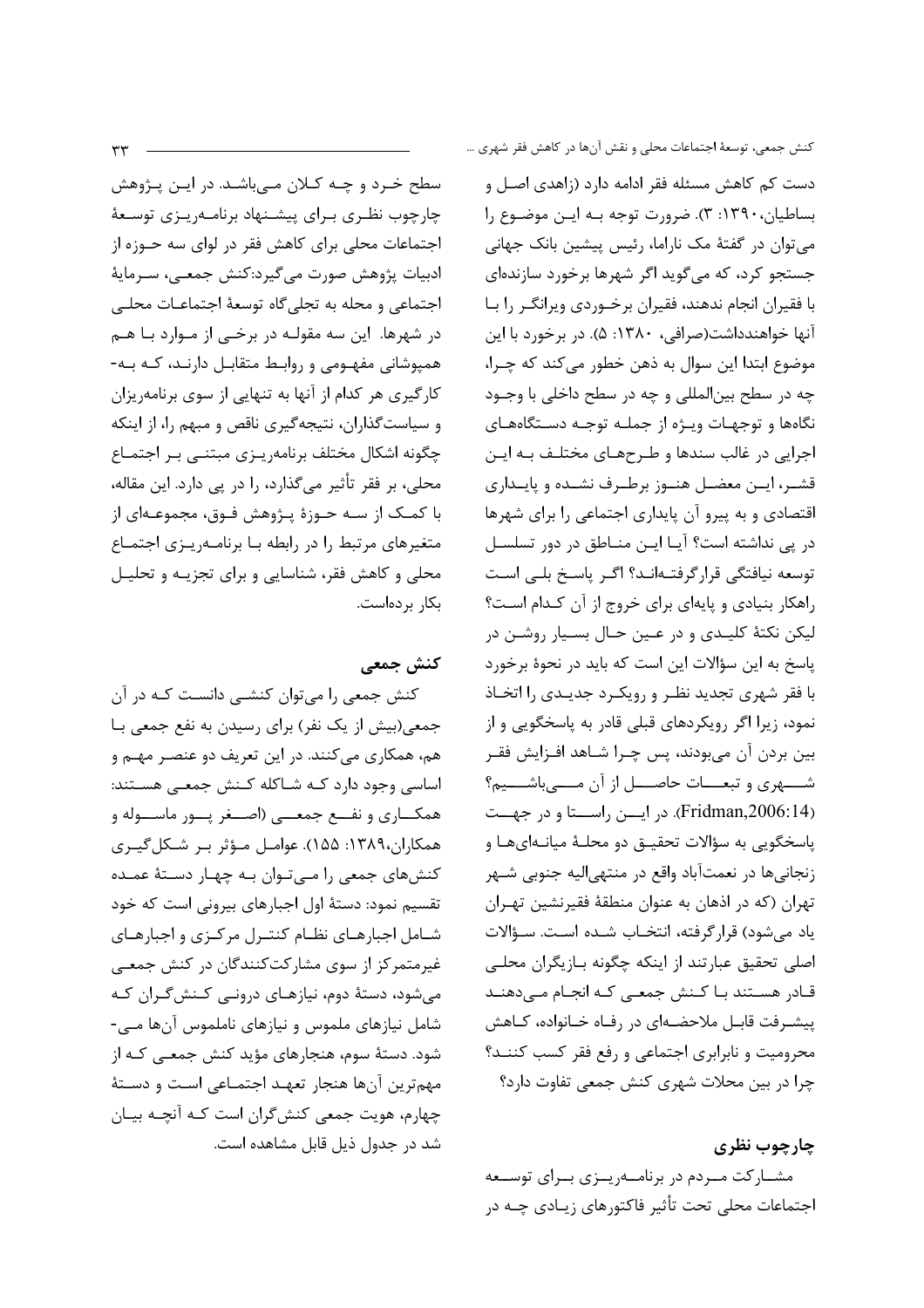دست کم کاهش مسئله فقر ادامه دارد (زاهدی اصل و بساطیان،۱۳۹۰: ۳). ضرورت توجه بـه ایـن موضـوع را می‌توان در گفتهٔ مک نارامـا، رئیس پیشین بانک جهانی جستجو کرد، که می‌گوید اگر شهرها برخورد سازنده‌ای با فقیران انجام ندهند، فقیران برخـوردی ویرانگـر را بـا آنها خواهندداشت(صرافی، ۱۳۸۰: ۵). در برخورد با این موضوع ابتدا این سوال به ذهن خطور می‌کند که چـرا، چه در سطح بین‌المللی و چه در سطح داخلی با وجـود نگاه‌ها و توجهـات ویـژه از جملـه توجـه دسـتگاه‌هـای اجرایی در غالب سندها و طـرح‌هـای مختلـف بـه ایـن قشـر، ایـن معضـل هنـوز برطـرف نشـده و پایـداری اقتصادی و به پیرو آن پایداری اجتماعی را برای شهرها در پی نداشته است؟ آیـا ایـن منـاطق در دور تسلسـل توسعه نیافتگی قرارگرفته‌انـد؟ اگـر پاسـخ بلـی اسـت راهکار بنیادی و پایه‌ای برای خروج از آن کـدام اسـت؟ لیکن نکتهٔ کلیـدی و در عـین حـال بسـیار روشـن در پاسخ به این سؤالات این است که باید در نحوهٔ برخورد با فقر شهری تجدید نظـر و رویکـرد جدیـدی را اتخـاذ نمود، زیرا اگر رویکردهای قبلی قادر به پاسخگویی و از بین بردن آن می‌بودند، پس چـرا شـاهد افـزایش فقـر شـهری و تبعـات حاصـل از آن مـی‌باشـیم؟ (Fridman,2006:14). در ایـن راسـتا و در جهـت پاسخگویی به سؤالات تحقیـق دو محلـهٔ میانـه‌ای‌هـا و زنجانی‌ها در نعمت‌آباد واقع در منتهی‌الیه جنوبی شـهر تهران (که در اذهان به عنوان منطقهٔ فقیرنشین تهـران یاد می‌شود) قرارگرفته، انتخـاب شـده اسـت. سـؤالات اصلی تحقیق عبارتند از اینکه چگونه بـازیگران محلـی قـادر هسـتند بـا کـنش جمعـی کـه انجـام مـی‌دهنـد پیشـرفت قابـل ملاحضـه‌ای در رفـاه خـانواده، کـاهش محرومیت و نابرابری اجتماعی و رفع فقر کسب کننـد؟ چرا در بین محلات شهری کنش جمعی تفاوت دارد؟

## چارچوب نظری

مشـارکت مـردم در برنامـه‌ریـزی بـرای توسـعه اجتماعات محلی تحت تأثیر فاکتورهای زیـادی چـه در سطح خـرد و چـه کـلان مـی‌باشـد. در ایـن پـژوهش چارچوب نظـری بـرای پیشـنهاد برنامـه‌ریـزی توسـعهٔ اجتماعات محلی برای کاهش فقر در لوای سه حـوزه از ادبیات پژوهش صورت می‌گیرد:کنش جمعـی، سـرمایهٔ اجتماعی و محله به تجلی‌گاه توسعهٔ اجتماعـات محلـی در شهرها. این سه مقولـه در برخـی از مـوارد بـا هـم همپوشانی مفهـومی و روابـط متقابـل دارنـد، کـه بـه-کارگیری هر کدام از آنها به تنهایی از سوی برنامه‌ریزان و سیاست‌گذاران، نتیجه‌گیری ناقص و مبهم را، از اینکه چگونه اشکال مختلف برنامه‌ریـزی مبتنـی بـر اجتمـاع محلی، بر فقر تأثیر می‌گذارد، را در پی دارد. این مقاله، با کمـک از سـه حـوزهٔ پـژوهش فـوق، مجموعـه‌ای از متغیرهای مرتبط را در رابطه بـا برنامـه‌ریـزی اجتمـاع محلی و کاهش فقر، شناسایی و برای تجزیـه و تحلیـل بکار برده‌است.

### کنش جمعی

کنش جمعی را می‌توان کنشـی دانسـت کـه در آن جمعی(بیش از یک نفر) برای رسیدن به نفع جمعی بـا هم، همکاری می‌کنند. در این تعریف دو عنصـر مهـم و اساسی وجود دارد کـه شـاکله کـنش جمعـی هسـتند: همکـاری و نفـع جمعـی (اصـغر پـور ماسـوله و همکاران،۱۳۸۹: ۱۵۵). عوامـل مـؤثر بـر شـکل‌گیـری کنش‌های جمعی را مـی‌تـوان بـه چهـار دسـتهٔ عمـده تقسیم نمود: دستهٔ اول اجبارهای بیرونی است که خود شـامل اجبارهـای نظـام کنتـرل مرکـزی و اجبارهـای غیرمتمرکز از سوی مشارکت‌کنندگان در کنش جمعـی می‌شود، دستهٔ دوم، نیازهـای درونـی کـنش‌گـران کـه شامل نیازهای ملموس و نیازهای ناملموس آن‌ها مـی-شود. دستهٔ سوم، هنجارهای مؤید کنش جمعـی کـه از مهم‌ترین آن‌ها هنجار تعهـد اجتمـاعی اسـت و دسـتهٔ چهارم، هویت جمعی کنش‌گران است کـه آنچـه بیـان شد در جدول ذیل قابل مشاهده است.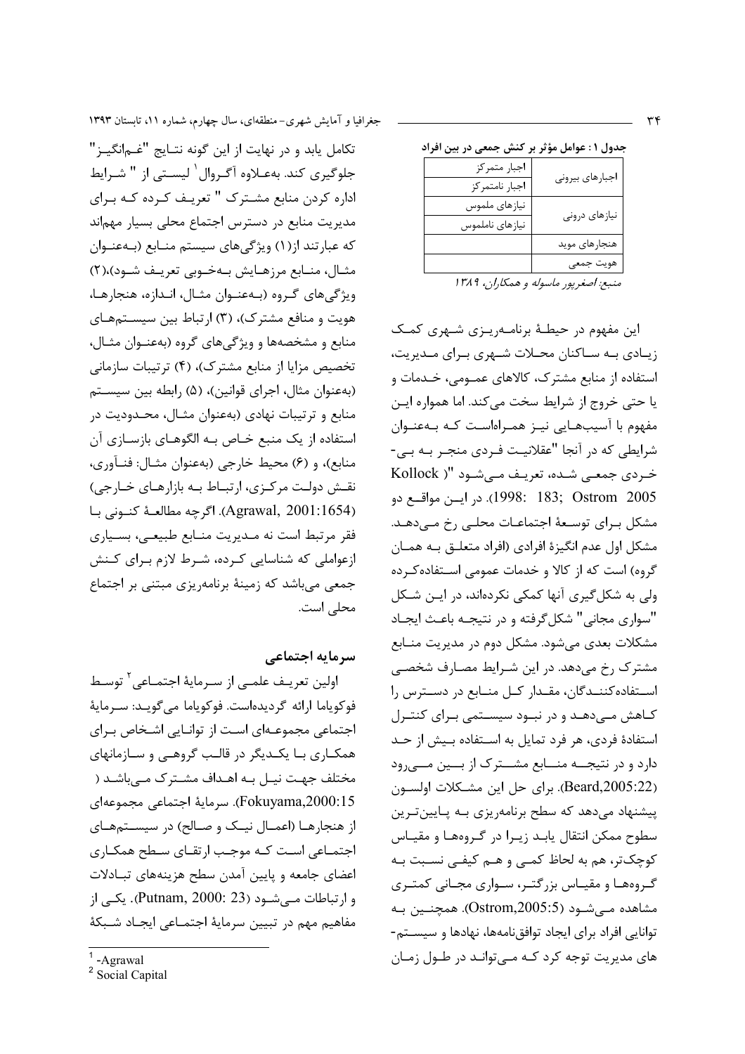جدول ۱: عوامل مؤثر بر کنش جمعی در بین افراد

| | |
|---|---|
| اجبارهای بیرونی | اجبار متمرکز |
| | اجبار نامتمرکز |
| نیازهای درونی | نیازهای ملموس |
| | نیازهای ناملموس |
| هنجارهای موید | |
| هویت جمعی | |

*منبع: اصغرپور ماسوله و همکاران، ۱۳۸۹*

این مفهوم در حیطهٔ برنامه‌ریزی شهری کمک زیادی به ساکنان محلات شهری برای مدیریت، استفاده از منابع مشترک، کالاهای عمومی، خدمات و یا حتی خروج از شرایط سخت می‌کند. اما همواره این مفهوم با آسیب‌هایی نیز همراه‌است که به‌عنوان شرایطی که در آنجا "عقلانیت فردی منجر به بی‌خردی جمعی شده، تعریف می‌شود "( Kollock 1998: 183; Ostrom 2005). در این مواقع دو مشکل برای توسعهٔ اجتماعات محلی رخ می‌دهد. مشکل اول عدم انگیزهٔ افرادی (افراد متعلق به همان گروه) است که از کالا و خدمات عمومی استفاده‌کرده ولی به شکل‌گیری آنها کمکی نکرده‌اند، در این شکل "سواری مجانی" شکل‌گرفته و در نتیجه باعث ایجاد مشکلات بعدی می‌شود. مشکل دوم در مدیریت منابع مشترک رخ می‌دهد. در این شرایط مصارف شخصی استفاده‌کنندگان، مقدار کل منابع در دسترس را کاهش می‌دهد و در نبود سیستمی برای کنترل استفادهٔ فردی، هر فرد تمایل به استفاده بیش از حد دارد و در نتیجه منابع مشترک از بین می‌رود (Beard,2005:22). برای حل این مشکلات اولسون پیشنهاد می‌دهد که سطح برنامه‌ریزی به پایین‌ترین سطوح ممکن انتقال یابد زیرا در گروه‌ها و مقیاس کوچک‌تر، هم به لحاظ کمی و هم کیفی نسبت به گروه‌ها و مقیاس بزرگتر، سواری مجانی کمتری مشاهده می‌شود (Ostrom,2005:5). همچنین به توانایی افراد برای ایجاد توافق‌نامه‌ها، نهادها و سیستم‌های مدیریت توجه کرد که می‌توانند در طول زمان تکامل یابد و در نهایت از این گونه نتایج "غم‌انگیز" جلوگیری کند. به‌علاوه آگروال[1] لیستی از " شرایط اداره کردن منابع مشترک " تعریف کرده که برای مدیریت منابع در دسترس اجتماع محلی بسیار مهم‌اند که عبارتند از(۱) ویژگی‌های سیستم منابع (به‌عنوان مثال، منابع مرزهایش به‌خوبی تعریف شود)،(۲) ویژگی‌های گروه (به‌عنوان مثال، اندازه، هنجارها، هویت و منافع مشترک)، (۳) ارتباط بین سیستم‌های منابع و مشخصه‌ها و ویژگی‌های گروه (به‌عنوان مثال، تخصیص مزایا از منابع مشترک)، (۴) ترتیبات سازمانی (به‌عنوان مثال، اجرای قوانین)، (۵) رابطه بین سیستم منابع و ترتیبات نهادی (به‌عنوان مثال، محدودیت در استفاده از یک منبع خاص به الگوهای بازسازی آن منابع)، و (۶) محیط خارجی (به‌عنوان مثال: فناوری، نقش دولت مرکزی، ارتباط به بازارهای خارجی) (Agrawal, 2001:1654). اگرچه مطالعهٔ کنونی با فقر مرتبط است نه مدیریت منابع طبیعی، بسیاری ازعواملی که شناسایی کرده، شرط لازم برای کنش جمعی می‌باشد که زمینهٔ برنامه‌ریزی مبتنی بر اجتماع محلی است.

## سرمایه اجتماعی

اولین تعریف علمی از سرمایهٔ اجتماعی[2] توسط فوکویاما ارائه گردیده‌است. فوکویاما می‌گوید: سرمایهٔ اجتماعی مجموعه‌ای است از توانایی اشخاص برای همکاری با یکدیگر در قالب گروهی و سازمانهای مختلف جهت نیل به اهداف مشترک می‌باشد ( Fokuyama,2000:15). سرمایهٔ اجتماعی مجموعه‌ای از هنجارها (اعمال نیک و صالح) در سیستم‌های اجتماعی است که موجب ارتقای سطح همکاری اعضای جامعه و پایین آمدن سطح هزینه‌های تبادلات و ارتباطات می‌شود (Putnam, 2000: 23). یکی از مفاهیم مهم در تبیین سرمایهٔ اجتماعی ایجاد شبکهٔ

---
[1] -Agrawal
[2] Social Capital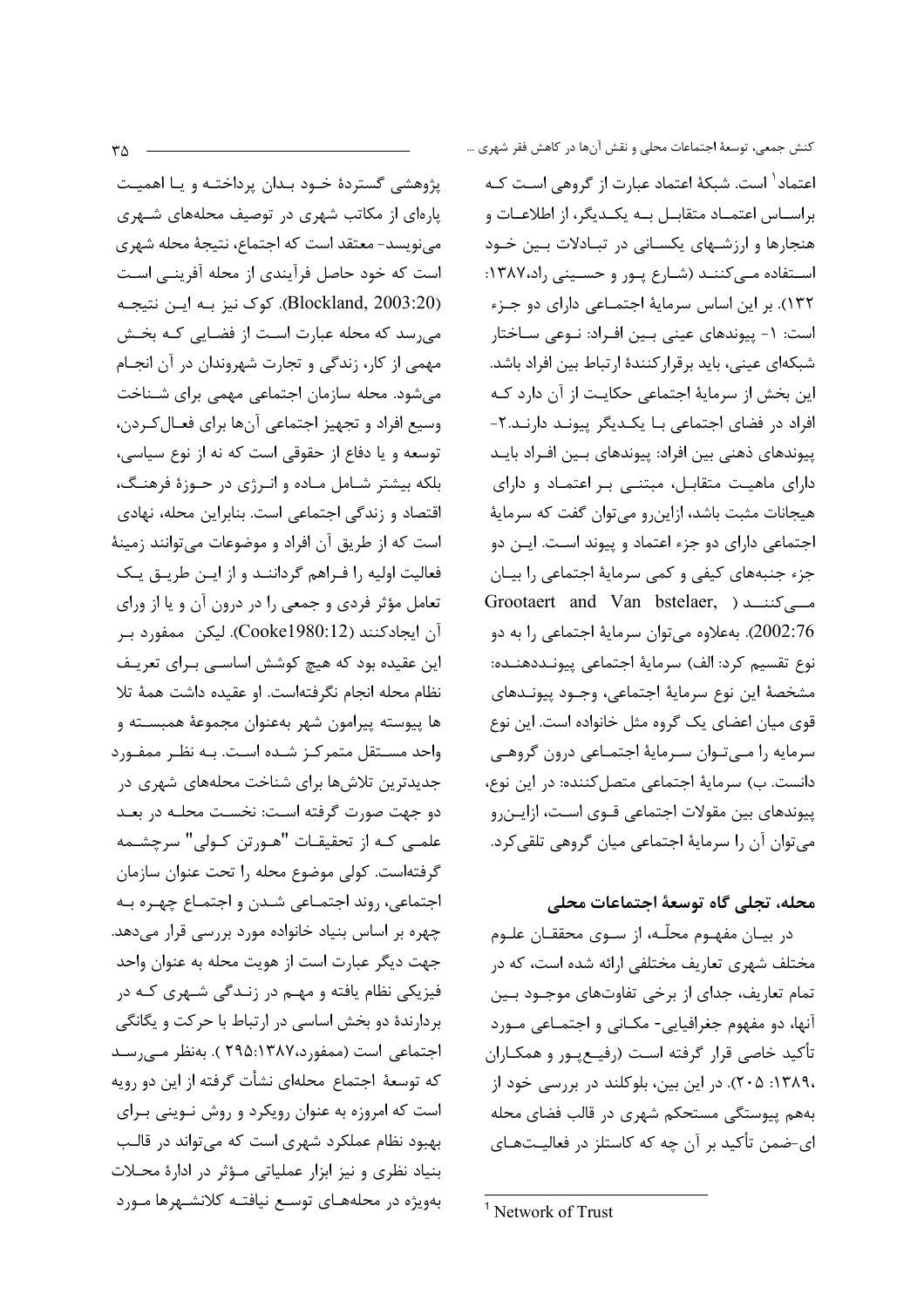اعتماد[1] است. شبکهٔ اعتماد عبارت از گروهی است که براساس اعتماد متقابل به یکدیگر، از اطلاعات و هنجارها و ارزشهای یکسانی در تبادلات بین خود استفاده میکنند (شارع پور و حسینی راد،۱۳۸۷: ۱۳۲). بر این اساس سرمایهٔ اجتماعی دارای دو جزء است: ۱- پیوندهای عینی بین افراد: نوعی ساختار شبکهای عینی، باید برقرارکنندهٔ ارتباط بین افراد باشد. این بخش از سرمایهٔ اجتماعی حکایت از آن دارد که افراد در فضای اجتماعی با یکدیگر پیوند دارند.۲- پیوندهای ذهنی بین افراد: پیوندهای بین افراد باید دارای ماهیت متقابل، مبتنی بر اعتماد و دارای هیجانات مثبت باشد، ازاین‌رو می‌توان گفت که سرمایهٔ اجتماعی دارای دو جزء اعتماد و پیوند است. این دو جزء جنبه‌های کیفی و کمی سرمایهٔ اجتماعی را بیان میکنند (Grootaert and Van bstelaer, 2002:76). به‌علاوه می‌توان سرمایهٔ اجتماعی را به دو نوع تقسیم کرد: الف) سرمایهٔ اجتماعی پیونددهنده: مشخصهٔ این نوع سرمایهٔ اجتماعی، وجود پیوندهای قوی میان اعضای یک گروه مثل خانواده است. این نوع سرمایه را می‌توان سرمایهٔ اجتماعی درون گروهی دانست. ب) سرمایهٔ اجتماعی متصل‌کننده: در این نوع، پیوندهای بین مقولات اجتماعی قوی است، ازاین‌رو می‌توان آن را سرمایهٔ اجتماعی میان گروهی تلقی‌کرد.

## محله، تجلی گاه توسعهٔ اجتماعات محلی

در بیان مفهوم محلّه، از سوی محققان علوم مختلف شهری تعاریف مختلفی ارائه شده است، که در تمام تعاریف، جدای از برخی تفاوت‌های موجود بین آنها، دو مفهوم جغرافیایی- مکانی و اجتماعی مورد تأکید خاصی قرار گرفته است (رفیع‌پور و همکاران ،۱۳۸۹: ۲۰۵). در این بین، بلوکلند در بررسی خود از به‌هم پیوستگی مستحکم شهری در قالب فضای محله ای-ضمن تأکید بر آن چه که کاستلز در فعالیت‌های پژوهشی گستردهٔ خود بدان پرداخته و یا اهمیت پاره‌ای از مکاتب شهری در توصیف محله‌های شهری می‌نویسد- معتقد است که اجتماع، نتیجهٔ محله شهری است که خود حاصل فرآیندی از محله آفرینی است (Blockland, 2003:20). کوک نیز به این نتیجه می‌رسد که محله عبارت است از فضایی که بخش مهمی از کار، زندگی و تجارت شهروندان در آن انجام می‌شود. محله سازمان اجتماعی مهمی برای شناخت وسیع افراد و تجهیز اجتماعی آن‌ها برای فعال‌کردن، توسعه و یا دفاع از حقوقی است که نه از نوع سیاسی، بلکه بیشتر شامل ماده و انرژی در حوزهٔ فرهنگ، اقتصاد و زندگی اجتماعی است. بنابراین محله، نهادی است که از طریق آن افراد و موضوعات می‌توانند زمینهٔ فعالیت اولیه را فراهم گردانند و از این طریق یک تعامل مؤثر فردی و جمعی را در درون آن و یا از ورای آن ایجادکنند (Cooke1980:12). لیکن ممفورد بر این عقیده بود که هیچ کوشش اساسی برای تعریف نظام محله انجام نگرفته‌است. او عقیده داشت همهٔ تلا ها پیوسته پیرامون شهر به‌عنوان مجموعهٔ همبسته و واحد مستقل متمرکز شده است. به نظر ممفورد جدیدترین تلاش‌ها برای شناخت محله‌های شهری در دو جهت صورت گرفته است: نخست محله در بعد علمی که از تحقیقات "هورتن کولی" سرچشمه گرفته‌است. کولی موضوع محله را تحت عنوان سازمان اجتماعی، روند اجتماعی شدن و اجتماع چهره به چهره بر اساس بنیاد خانواده مورد بررسی قرار می‌دهد. جهت دیگر عبارت است از هویت محله به عنوان واحد فیزیکی نظام یافته و مهم در زندگی شهری که در بردارندهٔ دو بخش اساسی در ارتباط با حرکت و یگانگی اجتماعی است (ممفورد،۱۳۸۷:۲۹۵ ). به‌نظر می‌رسد که توسعهٔ اجتماع محله‌ای نشأت گرفته از این دو رویه است که امروزه به عنوان رویکرد و روش نوینی برای بهبود نظام عملکرد شهری است که می‌تواند در قالب بنیاد نظری و نیز ابزار عملیاتی مؤثر در ادارهٔ محلات به‌ویژه در محله‌های توسع نیافته کلانشهرها مورد

---

[1] Network of Trust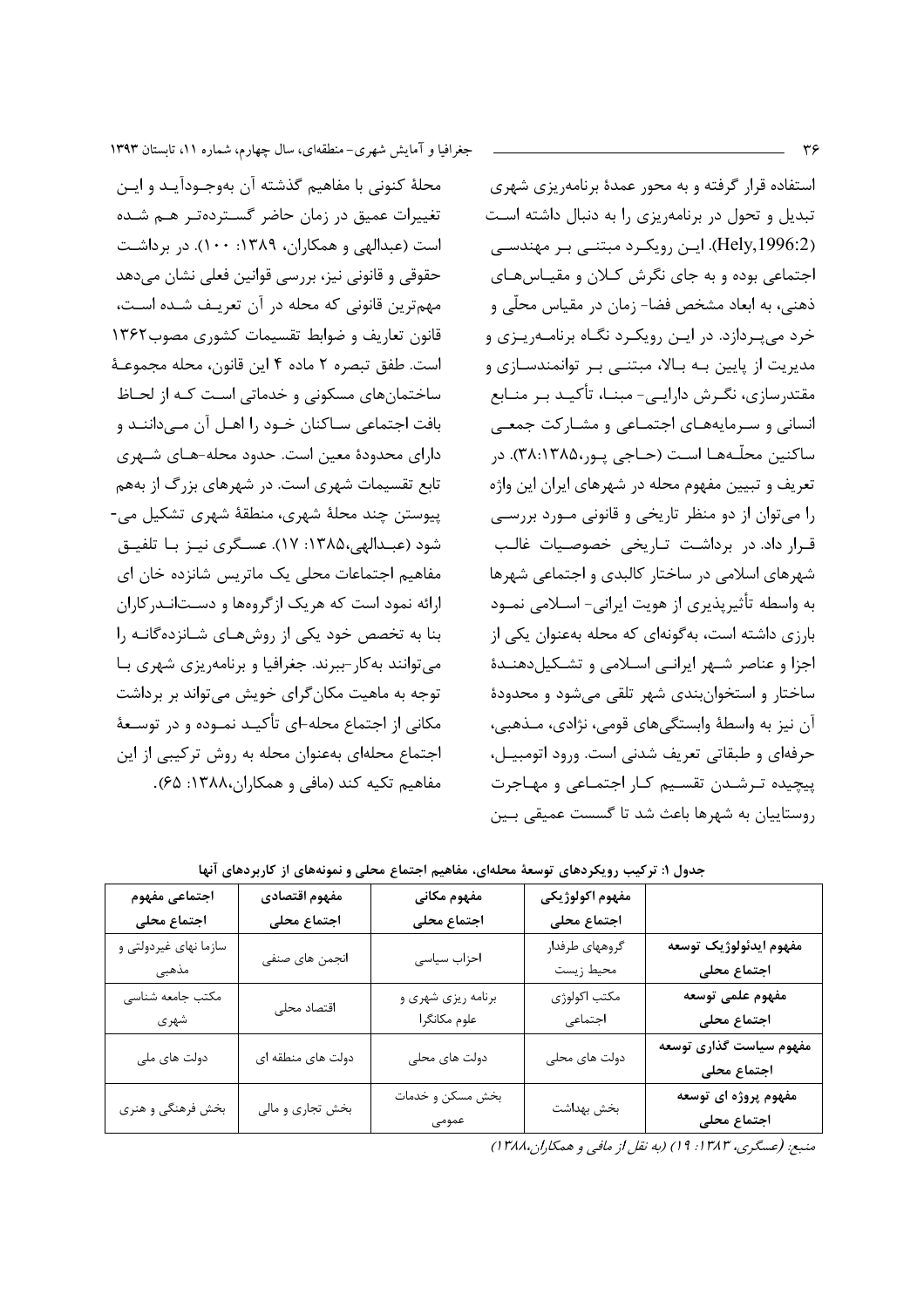استفاده قرار گرفته و به محور عمدهٔ برنامه‌ریزی شهری تبدیل و تحول در برنامه‌ریزی را به دنبال داشته است (Hely,1996:2). این رویکرد مبتنی بر مهندسی اجتماعی بوده و به جای نگرش کلان و مقیاس‌های ذهنی، به ابعاد مشخص فضا- زمان در مقیاس محلّی و خرد می‌پردازد. در این رویکرد نگاه برنامه‌ریزی و مدیریت از پایین به بالا، مبتنی بر توانمندسازی و مقتدرسازی، نگرش دارایی- مبنا، تأکید بر منابع انسانی و سرمایه‌های اجتماعی و مشارکت جمعی ساکنین محلّه‌ها است (حاجی پور،۱۳۸۵:۳۸). در تعریف و تبیین مفهوم محله در شهرهای ایران این واژه را می‌توان از دو منظر تاریخی و قانونی مورد بررسی قرار داد. در برداشت تاریخی خصوصیات غالب شهرهای اسلامی در ساختار کالبدی و اجتماعی شهرها به واسطه تأثیرپذیری از هویت ایرانی- اسلامی نمود بارزی داشته است، به‌گونه‌ای که محله به‌عنوان یکی از اجزا و عناصر شهر ایرانی اسلامی و تشکیل‌دهندهٔ ساختار و استخوان‌بندی شهر تلقی می‌شود و محدودهٔ آن نیز به واسطهٔ وابستگی‌های قومی، نژادی، مذهبی، حرفه‌ای و طبقاتی تعریف شدنی است. ورود اتومبیل، پیچیده ترشدن تقسیم کار اجتماعی و مهاجرت روستاییان به شهرها باعث شد تا گسست عمیقی بین محلهٔ کنونی با مفاهیم گذشته آن به‌وجودآید و این تغییرات عمیق در زمان حاضر گسترده‌تر هم شده است (عبدالهی و همکاران، ۱۳۸۹: ۱۰۰). در برداشت حقوقی و قانونی نیز، بررسی قوانین فعلی نشان می‌دهد مهم‌ترین قانونی که محله در آن تعریف شده است، قانون تعاریف و ضوابط تقسیمات کشوری مصوب۱۳۶۲ است. طبق تبصره ۲ ماده ۴ این قانون، محله مجموعهٔ ساختمان‌های مسکونی و خدماتی است که از لحاظ بافت اجتماعی ساکنان خود را اهل آن می‌دانند و دارای محدودهٔ معین است. حدود محله-های شهری تابع تقسیمات شهری است. در شهرهای بزرگ از بههم پیوستن چند محلهٔ شهری، منطقهٔ شهری تشکیل می-شود (عبدالهی،۱۳۸۵: ۱۷). عسگری نیز با تلفیق مفاهیم اجتماعات محلی یک ماتریس شانزده خان ای ارائه نمود است که هریک ازگروه‌ها و دست‌اندرکاران بنا به تخصص خود یکی از روش‌های شانزده‌گانه را می‌توانند به‌کار-ببرند. جغرافیا و برنامه‌ریزی شهری با توجه به ماهیت مکان‌گرای خویش می‌تواند بر برداشت مکانی از اجتماع محله-ای تأکید نموده و در توسعهٔ اجتماع محله‌ای به‌عنوان محله به روش ترکیبی از این مفاهیم تکیه کند (مافی و همکاران،۱۳۸۸: ۶۵).

**جدول ۱: ترکیب رویکردهای توسعهٔ محله‌ای، مفاهیم اجتماع محلی و نمونه‌های از کاربردهای آنها**

| | مفهوم اکولوژیکی اجتماع محلی | مفهوم مکانی اجتماع محلی | مفهوم اقتصادی اجتماع محلی | اجتماعی مفهوم اجتماع محلی |
|---|---|---|---|---|
| **مفهوم ایدئولوژیک توسعه اجتماع محلی** | گروههای طرفدار محیط زیست | احزاب سیاسی | انجمن های صنفی | سازما نهای غیردولتی و مذهبی |
| **مفهوم علمی توسعه اجتماع محلی** | مکتب اکولوژی اجتماعی | برنامه ریزی شهری و علوم مکانگرا | اقتصاد محلی | مکتب جامعه شناسی شهری |
| **مفهوم سیاست گذاری توسعه اجتماع محلی** | دولت های محلی | دولت های محلی | دولت های منطقه ای | دولت های ملی |
| **مفهوم پروژه ای توسعه اجتماع محلی** | بخش بهداشت | بخش مسکن و خدمات عمومی | بخش تجاری و مالی | بخش فرهنگی و هنری |

*منبع: (عسگری، ۱۳۸۳: ۱۹) (به نقل از مافی و همکاران،۱۳۸۸)*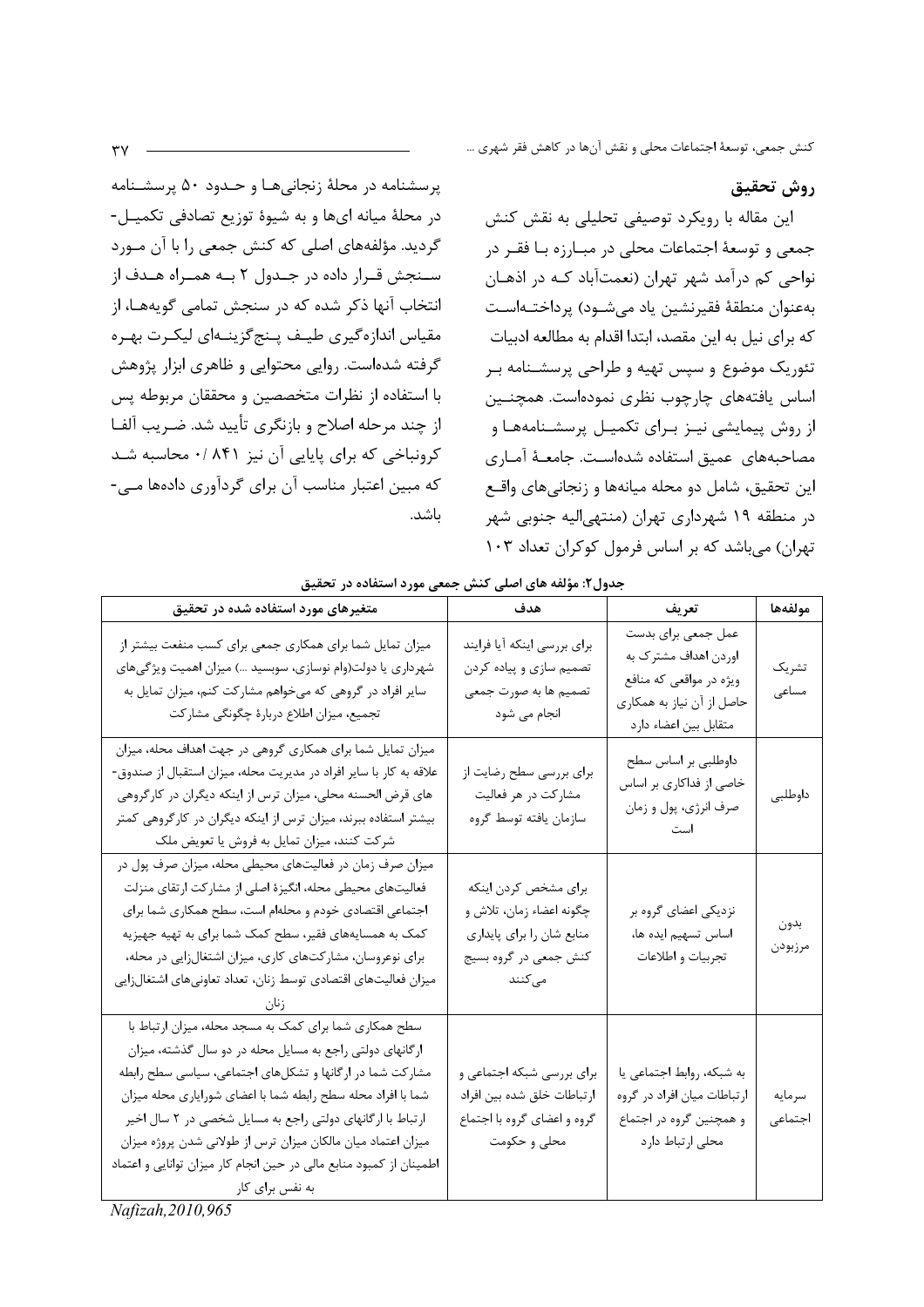## روش تحقیق

این مقاله با رویکرد توصیفی تحلیلی به نقش کنش جمعی و توسعهٔ اجتماعات محلی در مبـارزه بـا فقـر در نواحی کم درآمد شهر تهران (نعمت‌آباد کـه در اذهـان به‌عنوان منطقهٔ فقیرنشین یاد می‌شـود) پرداختـه‌اسـت که برای نیل به این مقصد، ابتدا اقدام به مطالعه ادبیات تئوریک موضوع و سپس تهیه و طراحی پرسشـنامه بـر اساس یافته‌های چارچوب نظری نموده‌است. همچنـین از روش پیمایشی نیـز بـرای تکمیـل پرسشـنامه‌هـا و مصاحبه‌های عمیق استفاده شده‌اسـت. جامعـهٔ آمـاری این تحقیق، شامل دو محله میانه‌ها و زنجانی‌های واقـع در منطقه ۱۹ شهرداری تهران (منتهی‌الیه جنوبی شهر تهران) می‌باشد که بر اساس فرمول کوکران تعداد ۱۰۳ پرسشنامه در محلهٔ زنجانی‌هـا و حـدود ۵۰ پرسشـنامه در محلهٔ میانه ای‌ها و به شیوهٔ توزیع تصادفی تکمیـل- گردید. مؤلفه‌های اصلی که کنش جمعی را با آن مـورد سـنجش قـرار داده در جـدول ۲ بـه همـراه هـدف از انتخاب آنها ذکر شده که در سنجش تمامی گویه‌هـا، از مقیاس اندازه‌گیری طیـف پـنج‌گزینـه‌ای لیکـرت بهـره گرفته شده‌است. روایی محتوایی و ظاهری ابزار پژوهش با استفاده از نظرات متخصصین و محققان مربوطه پس از چند مرحله اصلاح و بازنگری تأیید شد. ضـریب آلفـا کرونباخی که برای پایایی آن نیز ۰/ ۸۴۱ محاسبه شـد که مبین اعتبار مناسب آن برای گردآوری داده‌ها مـی- باشد.

**جدول۲: مؤلفه های اصلی کنش جمعی مورد استفاده در تحقیق**

| مولفه‌ها | تعریف | هدف | متغیرهای مورد استفاده شده در تحقیق |
|---|---|---|---|
| تشریک مساعی | عمل جمعی برای بدست اوردن اهداف مشترک به ویژه در مواقعی که منافع حاصل از آن نیاز به همکاری متقابل بین اعضاء دارد | برای بررسی اینکه آیا فرایند تصمیم سازی و پیاده کردن تصمیم ها به صورت جمعی انجام می شود | میزان تمایل شما برای همکاری جمعی برای کسب منفعت بیشتر از شهرداری یا دولت(وام نوسازی، سوبسید ...) میزان اهمیت ویژگی‌های سایر افراد در گروهی که می‌خواهم مشارکت کنم، میزان تمایل به تجمیع، میزان اطلاع دربارهٔ چگونگی مشارکت |
| داوطلبی | داوطلبی بر اساس سطح خاصی از فداکاری بر اساس صرف انرژی، پول و زمان است | برای بررسی سطح رضایت از مشارکت در هر فعالیت سازمان یافته توسط گروه | میزان تمایل شما برای همکاری گروهی در جهت اهداف محله، میزان علاقه به کار با سایر افراد در مدیریت محله، میزان استقبال از صندوق-های قرض الحسنه محلی، میزان ترس از اینکه دیگران در کارگروهی بیشتر استفاده ببرند، میزان ترس از اینکه دیگران در کارگروهی کمتر شرکت کنند، میزان تمایل به فروش یا تعویض ملک |
| بدون مرزبودن | نزدیکی اعضای گروه بر اساس تسهیم ایده ها، تجربیات و اطلاعات | برای مشخص کردن اینکه چگونه اعضاء زمان، تلاش و منابع شان را برای پایداری کنش جمعی در گروه بسیج می‌کنند | میزان صرف زمان در فعالیت‌های محیطی محله، میزان صرف پول در فعالیت‌های محیطی محله، انگیزهٔ اصلی از مشارکت ارتقای منزلت اجتماعی اقتصادی خودم و محله‌ام است، سطح همکاری شما برای کمک به همسایه‌های فقیر، سطح کمک شما برای به تهیه جهیزیه برای نوعروسان، مشارکت‌های کاری، میزان اشتغال‌زایی در محله، میزان فعالیت‌های اقتصادی توسط زنان، تعداد تعاونی‌های اشتغال‌زایی زنان |
| سرمایه اجتماعی | به شبکه، روابط اجتماعی یا ارتباطات میان افراد در گروه و همچنین گروه در اجتماع محلی ارتباط دارد | برای بررسی شبکه اجتماعی و ارتباطات خلق شده بین افراد گروه و اعضای گروه با اجتماع محلی و حکومت | سطح همکاری شما برای کمک به مسجد محله، میزان ارتباط با ارگانهای دولتی راجع به مسایل محله در دو سال گذشته، میزان مشارکت شما در ارگانها و تشکل‌های اجتماعی، سیاسی سطح رابطه شما با افراد محله سطح رابطه شما با اعضای شورایاری محله میزان ارتباط با ارگانهای دولتی راجع به مسایل شخصی در ۲ سال اخیر میزان اعتماد میان مالکان میزان ترس از طولانی شدن پروژه میزان اطمینان از کمبود منابع مالی در حین انجام کار میزان توانایی و اعتماد به نفس برای کار |

*Nafizah,2010,965*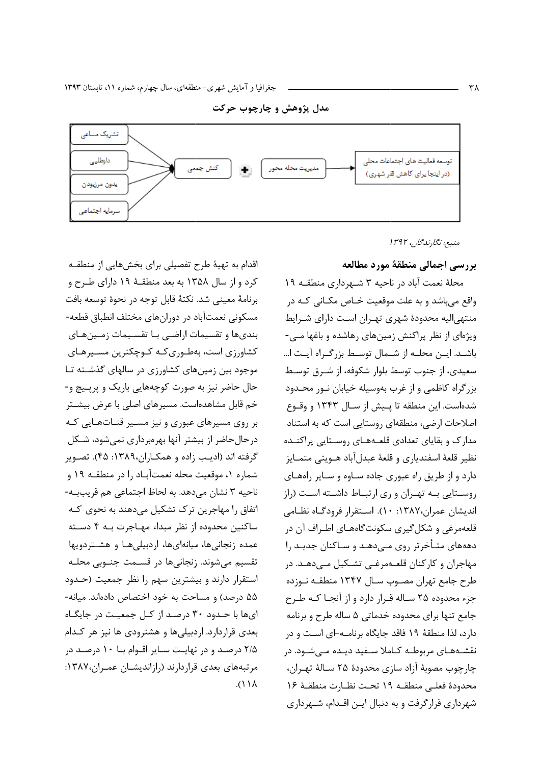## مدل پژوهش و چارچوب حرکت

تشریک مساعی
داوطلبی
بدون مرزبودن
سرمایه اجتماعی
کنش جمعی + مدیریت محله محور
توسعه فعالیت های اجتماعات محلی (در اینجا برای کاهش فقر شهری)

*منبع: نگارندگان، ۱۳۹۲*

### بررسی اجمالی منطقهٔ مورد مطالعه

محلهٔ نعمت آباد در ناحیه ۳ شهرداری منطقه ۱۹ واقع می‌باشد و به علت موقعیت خاص مکانی که در منتهی‌الیه محدودهٔ شهری تهران است دارای شرایط ویژه‌ای از نظر پراکنش زمین‌های رهاشده و باغها می‌باشد. این محله از شمال توسط بزرگراه آیت ا... سعیدی، از جنوب توسط بلوار شکوفه، از شرق توسط بزرگراه کاظمی و از غرب به‌وسیله خیابان نور محدود شده‌است. این منطقه تا پیش از سال ۱۳۴۳ و وقوع اصلاحات ارضی، منطقه‌ای روستایی است که به استناد مدارک و بقایای تعدادی قلعه‌های روستایی پراکنده نظیر قلعهٔ اسفندیاری و قلعهٔ عبدل‌آباد هویتی متمایز دارد و از طریق راه عبوری جاده ساوه و سایر راه‌های روستایی به تهران و ری ارتباط داشته است (راز اندیشان عمران،۱۳۸۷: ۱۰). استقرار فرودگاه نظامی قلعه‌مرغی و شکل‌گیری سکونت‌گاه‌های اطراف آن در دهه‌های متأخرتر روی می‌دهد و ساکنان جدید را مهاجران و کارکنان قلعه‌مرغی تشکیل می‌دهد. در طرح جامع تهران مصوب سال ۱۳۴۷ منطقه نوزده جزء محدوده ۲۵ ساله قرار دارد و از آنجا که طرح جامع تنها برای محدوده خدماتی ۵ ساله طرح و برنامه دارد، لذا منطقهٔ ۱۹ فاقد جایگاه برنامه‌-ای است و در نقشه‌های مربوطه کاملا سفید دیده می‌شود. در چارچوب مصوبهٔ آزاد سازی محدودهٔ ۲۵ سالهٔ تهران، محدودهٔ فعلی منطقه ۱۹ تحت نظارت منطقهٔ ۱۶ شهرداری قرارگرفت و به دنبال این اقدام، شهرداری اقدام به تهیهٔ طرح تفصیلی برای بخش‌هایی از منطقه کرد و از سال ۱۳۵۸ به بعد منطقهٔ ۱۹ دارای طرح و برنامهٔ معینی شد. نکتهٔ قابل توجه در نحوهٔ توسعه بافت مسکونی نعمت‌آباد در دوران‌های مختلف انطباق قطعه‌-بندی‌ها و تقسیمات اراضی با تقسیمات زمین‌های کشاورزی است، به‌طوری‌که کوچکترین مسیرهای موجود بین زمین‌های کشاورزی در سالهای گذشته تا حال حاضر نیز به صورت کوچه‌هایی باریک و پرپیچ و-خم قابل مشاهده‌است. مسیرهای اصلی با عرض بیشتر بر روی مسیرهای عبوری و نیز مسیر قنات‌هایی که درحال‌حاضر از بیشتر آنها بهره‌برداری نمی‌شود، شکل گرفته اند (ادیب زاده و همکاران،۱۳۸۹: ۴۵). تصویر شماره ۱، موقعیت محله نعمت‌آباد را در منطقه ۱۹ و ناحیه ۳ نشان می‌دهد. به لحاظ اجتماعی هم قریب‌به-اتفاق را مهاجرین ترک تشکیل می‌دهند به نحوی که ساکنین محدوده از نظر مبداء مهاجرت به ۴ دسته عمده زنجانی‌ها، میانه‌ای‌ها، اردبیلی‌ها و هشترودیها تقسیم می‌شوند. زنجانی‌ها در قسمت جنوبی محله استقرار دارند و بیشترین سهم را نظر جمعیت (حدود ۵۵ درصد) و مساحت به خود اختصاص داده‌اند. میانه-ای‌ها با حدود ۳۰ درصد از کل جمعیت در جایگاه بعدی قراردارد. اردبیلی‌ها و هشترودی ها نیز هر کدام ۲/۵ درصد و در نهایت سایر اقوام با ۱۰ درصد در مرتبه‌های بعدی قراردارند (رازاندیشان عمران،۱۳۸۷: ۱۱۸).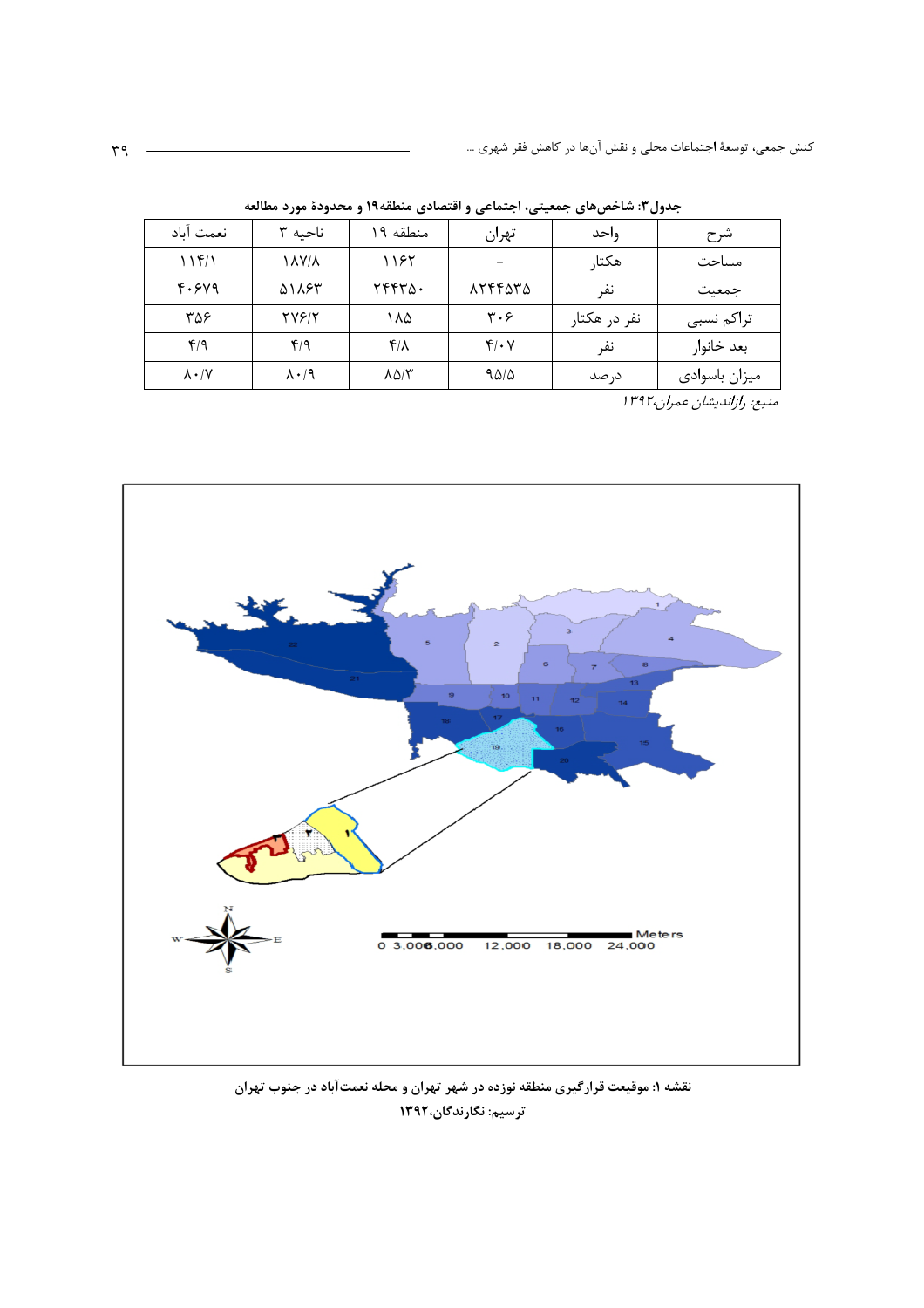جدول ۳: شاخص‌های جمعیتی، اجتماعی و اقتصادی منطقه۱۹ و محدودهٔ مورد مطالعه

| شرح | واحد | تهران | منطقه ۱۹ | ناحیه ۳ | نعمت آباد |
|---|---|---|---|---|---|
| مساحت | هکتار | - | ۱۱۶۲ | ۱۸۷/۸ | ۱۱۴/۱ |
| جمعیت | نفر | ۸۲۴۴۵۳۵ | ۲۴۴۳۵۰ | ۵۱۸۶۳ | ۴۰۶۷۹ |
| تراکم نسبی | نفر در هکتار | ۳۰۶ | ۱۸۵ | ۲۷۶/۲ | ۳۵۶ |
| بعد خانوار | نفر | ۴/۰۷ | ۴/۸ | ۴/۹ | ۴/۹ |
| میزان باسوادی | درصد | ۹۵/۵ | ۸۵/۳ | ۸۰/۹ | ۸۰/۷ |

*منبع: رازاندیشان عمران،۱۳۹۲*

نقشه ۱: موقعیت قرارگیری منطقه نوزده در شهر تهران و محله نعمت‌آباد در جنوب تهران

ترسیم: نگارندگان،۱۳۹۲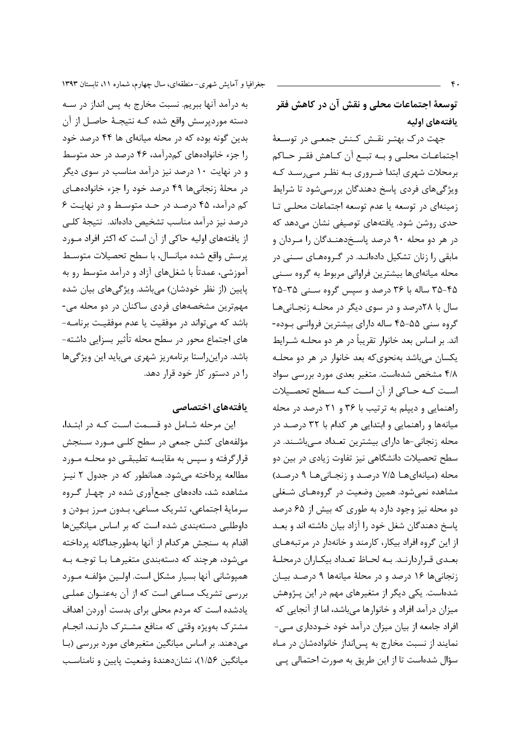## توسعهٔ اجتماعات محلی و نقش آن در کاهش فقر

### یافته‌های اولیه

جهت درک بهتر نقش کنش جمعی در توسعهٔ اجتماعات محلی و به تبع آن کاهش فقر حاکم برمحلات شهری ابتدا ضروری به نظر می‌رسد که ویژگی‌های فردی پاسخ دهندگان بررسی‌شود تا شرایط زمینه‌ای در توسعه یا عدم توسعه اجتماعات محلی تا حدی روشن شود. یافته‌های توصیفی نشان می‌دهد که در هر دو محله ۹۰ درصد پاسخ‌دهندگان را مردان و مابقی را زنان تشکیل داده‌اند. در گروه‌های سنی در محله میانه‌ای‌ها بیشترین فراوانی مربوط به گروه سنی ۴۵-۳۵ ساله با ۳۶ درصد و سپس گروه سنی ۳۵-۲۵ سال با ۲۸درصد و در سوی دیگر در محله زنجانی‌ها گروه سنی ۵۵-۴۵ ساله دارای بیشترین فروانی بوده‌اند. بر اساس بعد خانوار تقریباً در هر دو محله شرایط یکسان می‌باشد به‌نحوی‌که بعد خانوار در هر دو محله ۴/۸ مشخص شده‌است. متغیر بعدی مورد بررسی سواد است که حاکی از آن است که سطح تحصیلات راهنمایی و دیپلم به ترتیب با ۳۶ و ۲۱ درصد در محله میانه‌ها و راهنمایی و ابتدایی هر کدام با ۳۲ درصد در محله زنجانی-ها دارای بیشترین تعداد می‌باشند. در سطح تحصیلات دانشگاهی نیز تفاوت زیادی در بین دو محله (میانه‌ای‌ها ۷/۵ درصد و زنجانی‌ها ۹ درصد) مشاهده نمی‌شود. همین وضعیت در گروه‌های شغلی دو محله نیز وجود دارد به طوری که بیش از ۶۵ درصد پاسخ دهندگان شغل خود را آزاد بیان داشته اند و بعد از این گروه افراد بیکار، کارمند و خانه‌دار در مرتبه‌های بعدی قراردارند. به لحاظ تعداد بیکاران درمحلهٔ زنجانی‌ها ۱۶ درصد و در محلهٔ میانه‌ها ۹ درصد بیان شده‌است. یکی دیگر از متغیرهای مهم در این پژوهش میزان درآمد افراد و خانوارها می‌باشد، اما از آنجایی که افراد جامعه از بیان میزان درآمد خود خودداری می‌نمایند از نسبت مخارج به پس‌انداز خانواده‌شان در ماه سؤال شده‌است تا از این طریق به صورت احتمالی پی به درآمد آنها ببریم. نسبت مخارج به پس انداز در سه دسته موردپرسش واقع شده که نتیجهٔ حاصل از آن بدین گونه بوده که در محله میانه‌ای ها ۴۴ درصد خود را جزء خانواده‌های کم‌درآمد، ۴۶ درصد در حد متوسط و در نهایت ۱۰ درصد نیز درآمد مناسب در سوی دیگر در محلهٔ زنجانی‌ها ۴۹ درصد خود را جزء خانواده‌های کم درآمد، ۴۵ درصد در حد متوسط و در نهایت ۶ درصد نیز درآمد مناسب تشخیص داده‌اند. نتیجهٔ کلی از یافته‌های اولیه حاکی از آن است که اکثر افراد مورد پرسش واقع شده میانسال، با سطح تحصیلات متوسط آموزشی، عمدتاً با شغل‌های آزاد و درآمد متوسط رو به پایین (از نظر خودشان) می‌باشد. ویژگی‌های بیان شده مهم‌ترین مشخصه‌های فردی ساکنان در دو محله می-باشد که می‌تواند در موفقیت یا عدم موفقیت برنامه-های اجتماع محور در سطح محله تأثیر بسزایی داشته-باشد. دراین‌راستا برنامه‌ریز شهری می‌باید این ویژگی‌ها را در دستور کار خود قرار دهد.

### یافته‌های اختصاصی

این مرحله شامل دو قسمت است که در ابتدا، مؤلفه‌های کنش جمعی در سطح کلی مورد سنجش قرارگرفته و سپس به مقایسه تطبیقی دو محله مورد مطالعه پرداخته می‌شود. همانطور که در جدول ۲ نیز مشاهده شد، داده‌های جمع‌آوری شده در چهار گروه سرمایهٔ اجتماعی، تشریک مساعی، بدون مرز بودن و داوطلبی دسته‌بندی شده است که بر اساس میانگین‌ها اقدام به سنجش هرکدام از آنها به‌طورجداگانه پرداخته می‌شود، هرچند که دسته‌بندی متغیرها با توجه به همپوشانی آنها بسیار مشکل است. اولین مؤلفه مورد بررسی تشریک مساعی است که از آن به‌عنوان عملی یادشده است که مردم محلی برای بدست آوردن اهداف مشترک به‌ویژه وقتی که منافع مشترک دارند، انجام می‌دهند. بر اساس میانگین متغیرهای مورد بررسی (با میانگین ۱/۵۶)، نشان‌دهندهٔ وضعیت پایین و نامناسب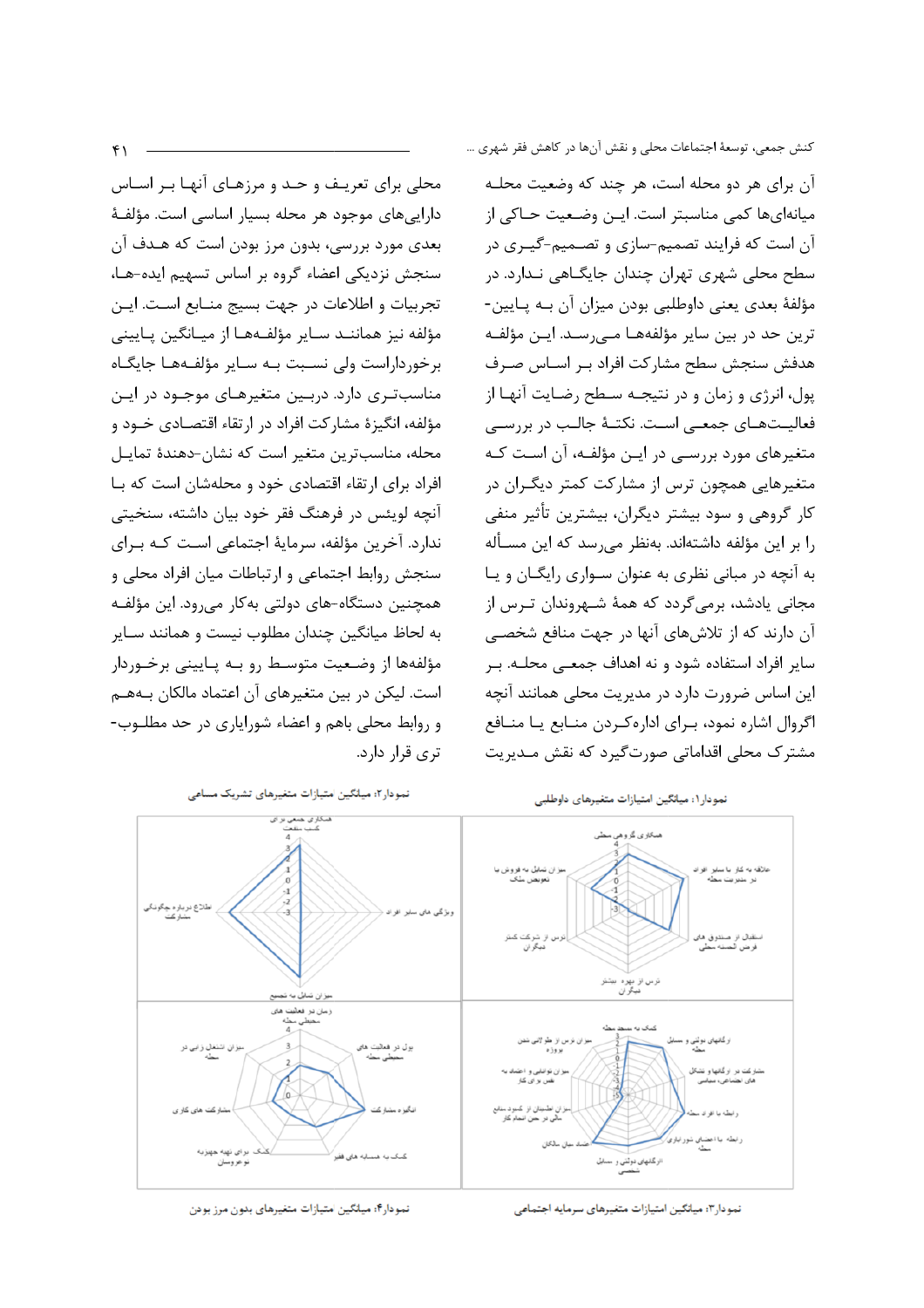آن برای هر دو محله است، هر چند که وضعیت محله میانه‌ای‌ها کمی مناسبتر است. این وضعیت حاکی از آن است که فرایند تصمیم-سازی و تصمیم-گیری در سطح محلی شهری تهران چندان جایگاهی ندارد. در مؤلفهٔ بعدی یعنی داوطلبی بودن میزان آن به پایین-ترین حد در بین سایر مؤلفه‌ها می‌رسد. این مؤلفه هدفش سنجش سطح مشارکت افراد بر اساس صرف پول، انرژی و زمان و در نتیجه سطح رضایت آنها از فعالیت‌های جمعی است. نکتهٔ جالب در بررسی متغیرهای مورد بررسی در این مؤلفه، آن است که متغیرهایی همچون ترس از مشارکت کمتر دیگران در کار گروهی و سود بیشتر دیگران، بیشترین تأثیر منفی را بر این مؤلفه داشته‌اند. به‌نظر می‌رسد که این مسأله به آنچه در مبانی نظری به عنوان سواری رایگان و یا مجانی یادشد، برمی‌گردد که همهٔ شهروندان ترس از آن دارند که از تلاش‌های آنها در جهت منافع شخصی سایر افراد استفاده شود و نه اهداف جمعی محله. بر این اساس ضرورت دارد در مدیریت محلی همانند آنچه اگروال اشاره نمود، برای اداره‌کردن منابع یا منافع مشترک محلی اقداماتی صورت‌گیرد که نقش مدیریت محلی برای تعریف و حد و مرزهای آنها بر اساس دارایی‌های موجود هر محله بسیار اساسی است. مؤلفهٔ بعدی مورد بررسی، بدون مرز بودن است که هدف آن سنجش نزدیکی اعضاء گروه بر اساس تسهیم ایده-ها، تجربیات و اطلاعات در جهت بسیج منابع است. این مؤلفه نیز همانند سایر مؤلفه‌ها از میانگین پایینی برخورداراست ولی نسبت به سایر مؤلفه‌ها جایگاه مناسب‌تری دارد. دربین متغیرهای موجود در این مؤلفه، انگیزهٔ مشارکت افراد در ارتقاء اقتصادی خود و محله، مناسب‌ترین متغیر است که نشان-دهندهٔ تمایل افراد برای ارتقاء اقتصادی خود و محله‌شان است که با آنچه لویئس در فرهنگ فقر خود بیان داشته، سنخیتی ندارد. آخرین مؤلفه، سرمایهٔ اجتماعی است که برای سنجش روابط اجتماعی و ارتباطات میان افراد محلی و همچنین دستگاه-های دولتی به‌کار می‌رود. این مؤلفه به لحاظ میانگین چندان مطلوب نیست و همانند سایر مؤلفه‌ها از وضعیت متوسط رو به پایینی برخوردار است. لیکن در بین متغیرهای آن اعتماد مالکان به‌هم و روابط محلی باهم و اعضاء شورایاری در حد مطلوب-تری قرار دارد.

نمودار۱: میانگین امتیازات متغیرهای داوطلبی

نمودار۲: میانگین امتیازات متغیرهای تشریک مساعی

نمودار۳: میانگین امتیازات متغیرهای سرمایه اجتماعی

نمودار۴: میانگین امتیازات متغیرهای بدون مرز بودن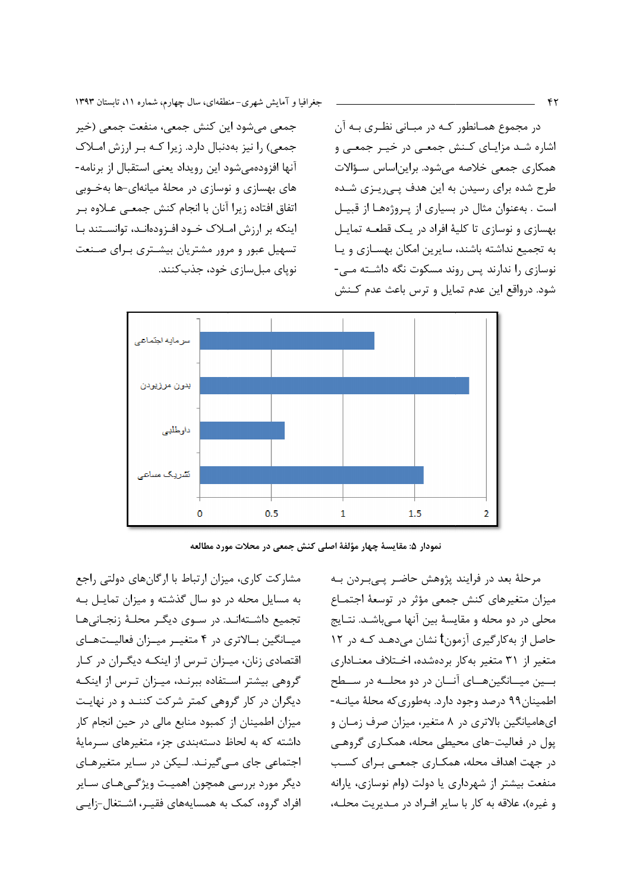در مجموع همـانطور کـه در مبـانی نظـری بـه آن اشاره شـد مزایـای کـنش جمعـی در خیـر جمعـی و همکاری جمعی خلاصه می‌شود. براین‌اساس سـؤالات طرح شده برای رسیدن به این هدف پـی‌ریـزی شـده است . به‌عنوان مثال در بسیاری از پـروژه‌هـا از قبیـل بهسازی و نوسازی تا کلیهٔ افراد در یـک قطعـه تمایـل به تجمیع نداشته باشند، سایرین امکان بهسـازی و یـا نوسازی را ندارند پس روند مسکوت نگه داشـته مـی-شود. درواقع این عدم تمایل و ترس باعث عدم کـنش جمعی می‌شود این کنش جمعی، منفعت جمعی (خیر جمعی) را نیز به‌دنبال دارد. زیرا کـه بـر ارزش امـلاک آنها افزوده‌می‌شود این رویداد یعنی استقبال از برنامه-های بهسازی و نوسازی در محلهٔ میانه‌ای-ها به‌خـوبی اتفاق افتاده زیرا آنان با انجام کنش جمعـی عـلاوه بـر اینکه بر ارزش امـلاک خـود افـزوده‌اند، توانسـتند بـا تسهیل عبور و مرور مشتریان بیشـتری بـرای صـنعت نوپای مبل‌سازی خود، جذب‌کنند.

| مؤلفه | مقدار |
|---|---|
| سرمایه اجتماعی | ~1.22 |
| بدون مرزبودن | ~1.88 |
| داوطلبی | ~0.59 |
| تشریک مساعی | ~1.56 |

نمودار ۵: مقایسهٔ چهار مؤلفهٔ اصلی کنش جمعی در محلات مورد مطالعه

مرحلهٔ بعد در فرایند پژوهش حاضر پـی‌بـردن بـه میزان متغیرهای کنش جمعی مؤثر در توسعهٔ اجتمـاع محلی در دو محله و مقایسهٔ بین آنها مـی‌باشـد. نتـایج حاصل از به‌کارگیری آزمون t نشان می‌دهـد کـه در ۱۲ متغیر از ۳۱ متغیر به‌کار برده‌شده، اخـتلاف معنـاداری بـین میـانگین‌هـای آنـان در دو محلـه در سـطح اطمینان۹۹ درصد وجود دارد. به‌طوری‌که محلهٔ میانـه-ای‌هامیانگین بالاتری در ۸ متغیر، میزان صرف زمـان و پول در فعالیت-های محیطی محله، همکـاری گروهـی در جهت اهداف محله، همکـاری جمعـی بـرای کسـب منفعت بیشتر از شهرداری یا دولت (وام نوسازی، یارانه و غیره)، علاقه به کار با سایر افـراد در مـدیریت محلـه، مشارکت کاری، میزان ارتباط با ارگان‌های دولتی راجع به مسایل محله در دو سال گذشته و میزان تمایـل بـه تجمیع داشـته‌انـد. در سـوی دیگـر محلـهٔ زنجـانی‌هـا میـانگین بـالاتری در ۴ متغیـر میـزان فعالیـت‌هـای اقتصادی زنان، میـزان تـرس از اینکـه دیگران در کـار گروهی بیشتر اسـتفاده ببرنـد، میـزان تـرس از اینکـه دیگران در کار گروهی کمتر شرکت کننـد و در نهایـت میزان اطمینان از کمبود منابع مالی در حین انجام کار داشته که به لحاظ دسته‌بندی جزء متغیرهای سـرمایهٔ اجتماعی جای مـی‌گیرنـد. لـیکن در سـایر متغیرهـای دیگر مورد بررسی همچون اهمیـت ویژگـی‌هـای سـایر افراد گروه، کمک به همسایه‌های فقیـر، اشـتغال-زایـی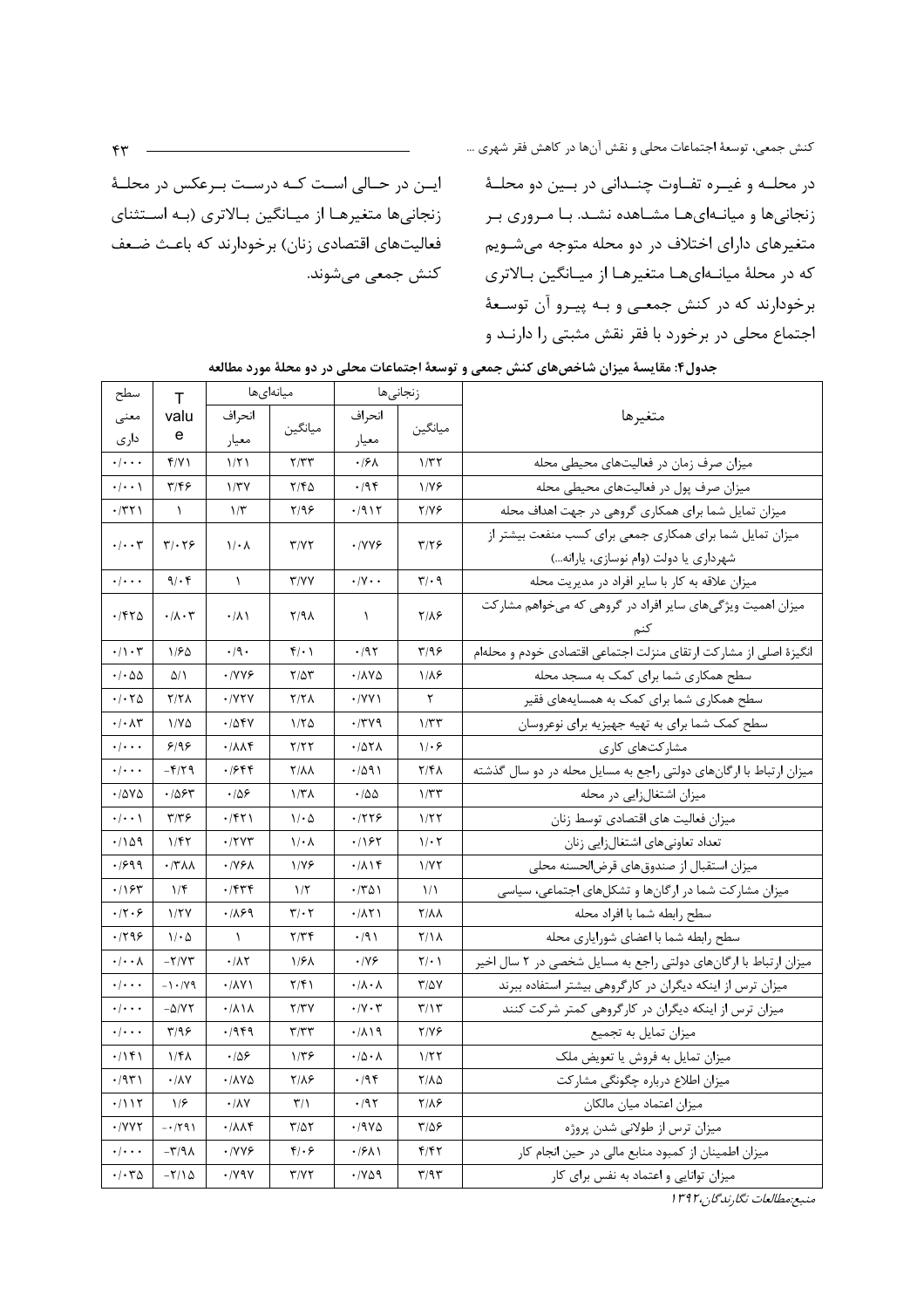در محلــه و غیــره تفــاوت چنــدانی در بــین دو محلــهٔ زنجانی‌ها و میانــه‌ای‌هــا مشــاهده نشــد. بــا مــروری بــر متغیرهای دارای اختلاف در دو محله متوجه می‌شــویم که در محلهٔ میانــه‌ای‌هــا متغیرهــا از میــانگین بــالاتری برخوردارند که در کنش جمعــی و بــه پیــرو آن توســعهٔ اجتماع محلی در برخورد با فقر نقش مثبتی را دارنــد و ایــن در حــالی اســت کــه درســت بــرعکس در محلــهٔ زنجانی‌ها متغیرهــا از میــانگین بــالاتری (بــه اســتثنای فعالیت‌های اقتصادی زنان) برخوردارند که باعــث ضــعف کنش جمعی می‌شوند.

**جدول۴: مقایسهٔ میزان شاخص‌های کنش جمعی و توسعهٔ اجتماعات محلی در دو محلهٔ مورد مطالعه**

| متغیرها | زنجانی‌ها | | میانه‌ای‌ها | | T value | سطح معنی داری |
|---|---|---|---|---|---|---|
| | میانگین | انحراف معیار | میانگین | انحراف معیار | | |
| میزان صرف زمان در فعالیت‌های محیطی محله | ۱/۳۲ | ۰/۶۸ | ۲/۳۳ | ۱/۲۱ | ۴/۷۱ | ۰/۰۰۰ |
| میزان صرف پول در فعالیت‌های محیطی محله | ۱/۷۶ | ۰/۹۴ | ۲/۴۵ | ۱/۳۷ | ۳/۴۶ | ۰/۰۰۱ |
| میزان تمایل شما برای همکاری گروهی در جهت اهداف محله | ۲/۷۶ | ۰/۹۱۲ | ۲/۹۶ | ۱/۳ | ۱ | ۰/۳۲۱ |
| میزان تمایل شما برای همکاری جمعی برای کسب منفعت بیشتر از شهرداری یا دولت (وام نوسازی، یارانه...) | ۳/۲۶ | ۰/۷۷۶ | ۳/۷۲ | ۱/۰۸ | ۳/۰۲۶ | ۰/۰۰۳ |
| میزان علاقه به کار با سایر افراد در مدیریت محله | ۳/۰۹ | ۰/۷۰۰ | ۳/۷۷ | ۱ | ۹/۰۴ | ۰/۰۰۰ |
| میزان اهمیت ویژگی‌های سایر افراد در گروهی که می‌خواهم مشارکت کنم | ۲/۸۶ | ۱ | ۲/۹۸ | ۰/۸۱ | ۰/۸۰۳ | ۰/۴۲۵ |
| انگیزهٔ اصلی از مشارکت ارتقای منزلت اجتماعی اقتصادی خودم و محله‌ام | ۳/۹۶ | ۰/۹۲ | ۴/۰۱ | ۰/۹۰ | ۱/۶۵ | ۰/۱۰۳ |
| سطح همکاری شما برای کمک به مسجد محله | ۱/۸۶ | ۰/۸۷۵ | ۲/۵۳ | ۰/۷۷۶ | ۵/۱ | ۰/۰۵۵ |
| سطح همکاری شما برای کمک به همسایه‌های فقیر | ۲ | ۰/۷۷۱ | ۲/۲۸ | ۰/۷۲۷ | ۲/۲۸ | ۰/۰۲۵ |
| سطح کمک شما برای به تهیه جهیزیه برای نوعروسان | ۱/۳۳ | ۰/۳۷۹ | ۱/۲۵ | ۰/۵۴۷ | ۱/۷۵ | ۰/۰۸۳ |
| مشارکت‌های کاری | ۱/۰۶ | ۰/۵۲۸ | ۲/۲۲ | ۰/۸۸۴ | ۶/۹۶ | ۰/۰۰۰ |
| میزان ارتباط با ارگان‌های دولتی راجع به مسایل محله در دو سال گذشته | ۲/۴۸ | ۰/۵۹۱ | ۲/۸۸ | ۰/۶۴۴ | -۴/۲۹ | ۰/۰۰۰ |
| میزان اشتغال‌زایی در محله | ۱/۳۳ | ۰/۵۵ | ۱/۳۸ | ۰/۵۶ | ۰/۵۶۳ | ۰/۵۷۵ |
| میزان فعالیت های اقتصادی توسط زنان | ۱/۲۲ | ۰/۲۲۶ | ۱/۰۵ | ۰/۴۲۱ | ۳/۳۶ | ۰/۰۰۱ |
| تعداد تعاونی‌های اشتغال‌زایی زنان | ۱/۰۲ | ۰/۱۶۲ | ۱/۰۸ | ۰/۲۷۳ | ۱/۴۲ | ۰/۱۵۹ |
| میزان استقبال از صندوق‌های قرض‌الحسنه محلی | ۱/۷۲ | ۰/۸۱۴ | ۱/۷۶ | ۰/۷۶۸ | ۰/۳۸۸ | ۰/۶۹۹ |
| میزان مشارکت شما در ارگان‌ها و تشکل‌های اجتماعی، سیاسی | ۱/۱ | ۰/۳۵۱ | ۱/۲ | ۰/۴۳۴ | ۱/۴ | ۰/۱۶۳ |
| سطح رابطه شما با افراد محله | ۲/۸۸ | ۰/۸۲۱ | ۳/۰۲ | ۰/۸۶۹ | ۱/۲۷ | ۰/۲۰۶ |
| سطح رابطه شما با اعضای شورایاری محله | ۲/۱۸ | ۰/۹۱ | ۲/۳۴ | ۱ | ۱/۰۵ | ۰/۲۹۶ |
| میزان ارتباط با ارگان‌های دولتی راجع به مسایل شخصی در ۲ سال اخیر | ۲/۰۱ | ۰/۷۶ | ۱/۶۸ | ۰/۸۲ | -۲/۷۳ | ۰/۰۰۸ |
| میزان ترس از اینکه دیگران در کارگروهی بیشتر استفاده ببرند | ۳/۵۷ | ۰/۸۰۸ | ۲/۴۱ | ۰/۸۷۱ | -۱۰/۷۹ | ۰/۰۰۰ |
| میزان ترس از اینکه دیگران در کارگروهی کمتر شرکت کنند | ۳/۱۳ | ۰/۷۰۳ | ۲/۳۷ | ۰/۸۱۸ | -۵/۷۲ | ۰/۰۰۰ |
| میزان تمایل به تجمیع | ۲/۷۶ | ۰/۸۱۹ | ۳/۳۳ | ۰/۹۴۹ | ۳/۹۶ | ۰/۰۰۰ |
| میزان تمایل به فروش یا تعویض ملک | ۱/۲۲ | ۰/۵۰۸ | ۱/۳۶ | ۰/۵۶ | ۱/۴۸ | ۰/۱۴۱ |
| میزان اطلاع درباره چگونگی مشارکت | ۲/۸۵ | ۰/۹۴ | ۲/۸۶ | ۰/۸۷۵ | ۰/۸۷ | ۰/۹۳۱ |
| میزان اعتماد میان مالکان | ۲/۸۶ | ۰/۹۲ | ۳/۱ | ۰/۸۷ | ۱/۶ | ۰/۱۱۲ |
| میزان ترس از طولانی شدن پروژه | ۳/۵۶ | ۰/۹۷۵ | ۳/۵۲ | ۰/۸۸۴ | -۰/۲۹۱ | ۰/۷۷۲ |
| میزان اطمینان از کمبود منابع مالی در حین انجام کار | ۴/۴۲ | ۰/۶۸۱ | ۴/۰۶ | ۰/۷۷۶ | -۳/۹۸ | ۰/۰۰۰ |
| میزان توانایی و اعتماد به نفس برای کار | ۳/۹۳ | ۰/۷۵۹ | ۳/۷۲ | ۰/۷۹۷ | -۲/۱۵ | ۰/۰۳۵ |

*منبع: مطالعات نگارندگان، ۱۳۹۲*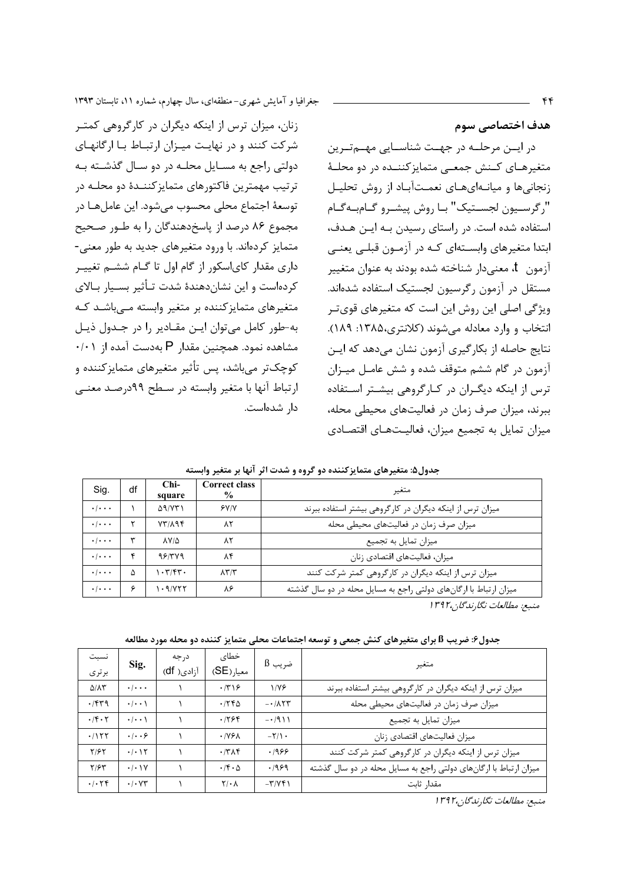### هدف اختصاصی سوم

در ایـن مرحلـه در جهـت شناسـایی مهـم‌تـرین متغیرهـای کـنش جمعـی متمایزکننـده در دو محلـهٔ زنجانی‌ها و میانـه‌ای‌هـای نعمـت‌آبـاد از روش تحلیـل "رگرسـیون لجسـتیک" بـا روش پیشـرو گـام‌بـه‌گـام استفاده شده است. در راستای رسیدن بـه ایـن هـدف، ابتدا متغیرهای وابسـته‌ای کـه در آزمـون قبلـی یعنـی آزمون t، معنی‌دار شناخته شده بودند به عنوان متغییر مستقل در آزمون رگرسیون لجستیک استفاده شده‌اند. ویژگی اصلی این روش این است که متغیرهای قوی‌تـر انتخاب و وارد معادله می‌شوند (کلانتری،۱۳۸۵: ۱۸۹). نتایج حاصله از بکارگیری آزمون نشان می‌دهد که ایـن آزمون در گام ششم متوقف شده و شش عامـل میـزان ترس از اینکه دیگـران در کـارگروهی بیشـتر اسـتفاده ببرند، میزان صرف زمان در فعالیت‌های محیطی محله، میزان تمایل به تجمیع میزان، فعالیـت‌هـای اقتصـادی زنان، میزان ترس از اینکه دیگران در کارگروهی کمتـر شرکت کنند و در نهایـت میـزان ارتبـاط بـا ارگانهـای دولتی راجع به مسـایل محلـه در دو سـال گذشـته بـه ترتیب مهمترین فاکتورهای متمایزکننـدهٔ دو محلـه در توسعهٔ اجتماع محلی محسوب می‌شود. این عامل‌هـا در مجموع ۸۶ درصد از پاسخ‌دهندگان را به طـور صـحیح متمایز کرده‌اند. با ورود متغیرهای جدید به طور معنی-داری مقدار کای‌اسکور از گام اول تا گـام ششـم تغییـر کرده‌است و این نشان‌دهندهٔ شدت تـأثیر بسـیار بـالای متغیرهای متمایزکننده بر متغیر وابسته مـی‌باشـد کـه به-طور کامل می‌توان ایـن مقـادیر را در جـدول ذیـل مشاهده نمود. همچنین مقدار P به‌دست آمده از ۰/۰۱ کوچک‌تر می‌باشد، پس تأثیر متغیرهای متمایزکننده و ارتباط آنها با متغیر وابسته در سـطح ۹۹درصـد معنـی دار شده‌است.

جدول۵: متغیرهای متمایزکننده دو گروه و شدت اثر آنها بر متغیر وابسته

| متغیر | Correct class % | Chi-square | df | Sig. |
|---|---|---|---|---|
| میزان ترس از اینکه دیگران در کارگروهی بیشتر استفاده ببرند | ۶۷/۷ | ۵۹/۷۳۱ | ۱ | ۰/۰۰۰ |
| میزان صرف زمان در فعالیت‌های محیطی محله | ۸۲ | ۷۳/۸۹۴ | ۲ | ۰/۰۰۰ |
| میزان تمایل به تجمیع | ۸۲ | ۸۷/۵ | ۳ | ۰/۰۰۰ |
| میزان، فعالیت‌های اقتصادی زنان | ۸۴ | ۹۶/۳۷۹ | ۴ | ۰/۰۰۰ |
| میزان ترس از اینکه دیگران در کارگروهی کمتر شرکت کنند | ۸۳/۳ | ۱۰۳/۴۳۰ | ۵ | ۰/۰۰۰ |
| میزان ارتباط با ارگان‌های دولتی راجع به مسایل محله در دو سال گذشته | ۸۶ | ۱۰۹/۷۲۲ | ۶ | ۰/۰۰۰ |

*منبع: مطالعات نگارندگان،۱۳۹۲*

جدول۶: ضریب β برای متغیرهای کنش جمعی و توسعه اجتماعات محلی متمایز کننده دو محله مورد مطالعه

| متغیر | ضریب β | خطای معیار(SE) | درجه آزادی( df) | Sig. | نسبت برتری |
|---|---|---|---|---|---|
| میزان ترس از اینکه دیگران در کارگروهی بیشتر استفاده ببرند | ۱/۷۶ | ۰/۳۱۶ | ۱ | ۰/۰۰۰ | ۵/۸۳ |
| میزان صرف زمان در فعالیت‌های محیطی محله | -۰/۸۲۳ | ۰/۲۴۵ | ۱ | ۰/۰۰۱ | ۰/۴۳۹ |
| میزان تمایل به تجمیع | -۰/۹۱۱ | ۰/۲۶۴ | ۱ | ۰/۰۰۱ | ۰/۴۰۲ |
| میزان فعالیت‌های اقتصادی زنان | -۲/۱۰ | ۰/۷۶۸ | ۱ | ۰/۰۰۶ | ۰/۱۲۲ |
| میزان ترس از اینکه دیگران در کارگروهی کمتر شرکت کنند | ۰/۹۶۶ | ۰/۳۸۴ | ۱ | ۰/۰۱۲ | ۲/۶۲ |
| میزان ارتباط با ارگان‌های دولتی راجع به مسایل محله در دو سال گذشته | ۰/۹۶۹ | ۰/۴۰۵ | ۱ | ۰/۰۱۷ | ۲/۶۳ |
| مقدار ثابت | -۳/۷۴۱ | ۲/۰۸ | ۱ | ۰/۰۷۳ | ۰/۰۲۴ |

*منبع: مطالعات نگارندگان،۱۳۹۲*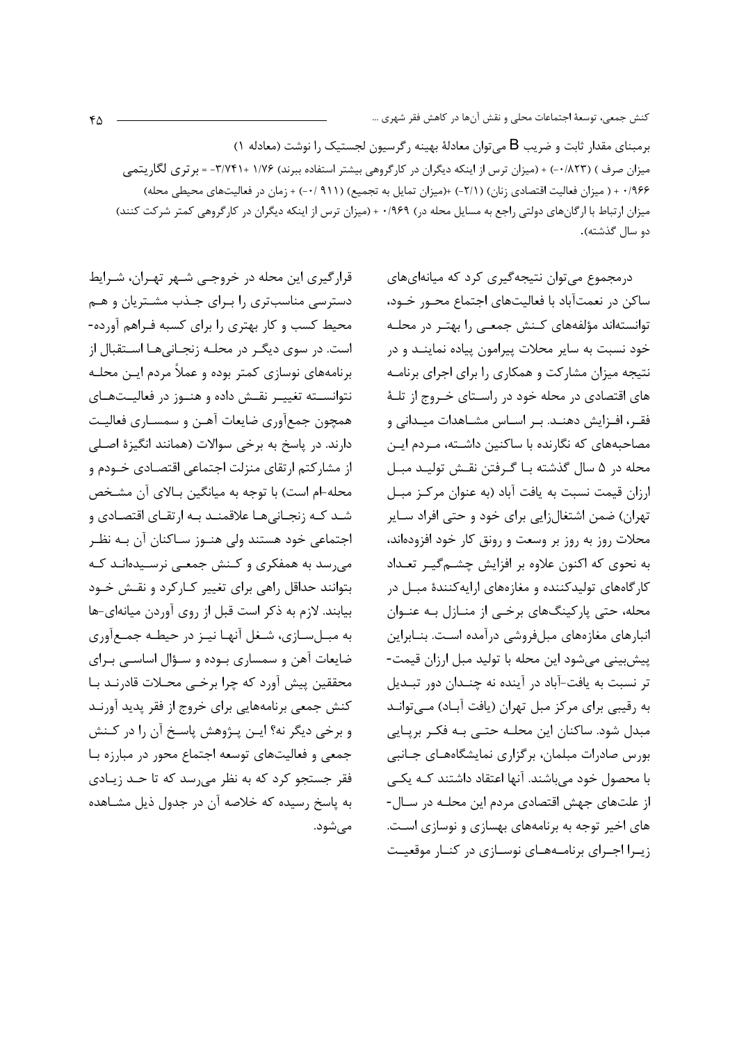برمبنای مقدار ثابت و ضریب B می‌توان معادلهٔ بهینه رگرسیون لجستیک را نوشت (معادله ۱)

میزان صرف ) (۰/۸۲۳-) + (میزان ترس از اینکه دیگران در کارگروهی بیشتر استفاده ببرند) ۱/۷۶ +۳/۷۴۱- = برتری لگاریتمی ۰/۹۶۶ + ( میزان فعالیت اقتصادی زنان) (۲/۱-) +(میزان تمایل به تجمیع) (۹۱۱ /۰-) + زمان در فعالیت‌های محیطی محله) میزان ارتباط با ارگان‌های دولتی راجع به مسایل محله در) ۰/۹۶۹ + (میزان ترس از اینکه دیگران در کارگروهی کمتر شرکت کنند) دو سال گذشته).

درمجموع می‌توان نتیجه‌گیری کرد که میانه‌ای‌های ساکن در نعمت‌آباد با فعالیت‌های اجتماع محور خود، توانسته‌اند مؤلفه‌های کنش جمعی را بهتر در محله خود نسبت به سایر محلات پیرامون پیاده نمایند و در نتیجه میزان مشارکت و همکاری را برای اجرای برنامه های اقتصادی در محله خود در راستای خروج از تلهٔ فقر، افزایش دهند. بر اساس مشاهدات میدانی و مصاحبه‌های که نگارنده با ساکنین داشته، مردم این محله در ۵ سال گذشته با گرفتن نقش تولید مبل ارزان قیمت نسبت به یافت آباد (به عنوان مرکز مبل تهران) ضمن اشتغال‌زایی برای خود و حتی افراد سایر محلات روز به روز بر وسعت و رونق کار خود افزوده‌اند، به نحوی که اکنون علاوه بر افزایش چشم‌گیر تعداد کارگاه‌های تولیدکننده و مغازه‌های ارایه‌کنندهٔ مبل در محله، حتی پارکینگ‌های برخی از منازل به عنوان انبارهای مغازه‌های مبل‌فروشی درآمده است. بنابراین پیش‌بینی می‌شود این محله با تولید مبل ارزان قیمت‌تر نسبت به یافت-آباد در آینده نه چندان دور تبدیل به رقیبی برای مرکز مبل تهران (یافت آباد) می‌تواند مبدل شود. ساکنان این محله حتی به فکر برپایی بورس صادرات مبلمان، برگزاری نمایشگاه‌های جانبی با محصول خود می‌باشند. آنها اعتقاد داشتند که یکی از علت‌های جهش اقتصادی مردم این محله در سال-های اخیر توجه به برنامه‌های بهسازی و نوسازی است. زیرا اجرای برنامه‌های نوسازی در کنار موقعیت قرارگیری این محله در خروجی شهر تهران، شرایط دسترسی مناسب‌تری را برای جذب مشتریان و هم محیط کسب و کار بهتری را برای کسبه فراهم آورده-است. در سوی دیگر در محله زنجانی‌ها استقبال از برنامه‌های نوسازی کمتر بوده و عملاً مردم این محله نتوانسته تغییر نقش داده و هنوز در فعالیت‌های همچون جمع‌آوری ضایعات آهن و سمساری فعالیت دارند. در پاسخ به برخی سوالات (همانند انگیزهٔ اصلی از مشارکتم ارتقای منزلت اجتماعی اقتصادی خودم و محله‌-ام است) با توجه به میانگین بالای آن مشخص شد که زنجانی‌ها علاقمند به ارتقای اقتصادی و اجتماعی خود هستند ولی هنوز ساکنان آن به نظر می‌رسد به همفکری و کنش جمعی نرسیده‌اند که بتوانند حداقل راهی برای تغییر کارکرد و نقش خود بیابند. لازم به ذکر است قبل از روی آوردن میانه‌ای-ها به مبل‌سازی، شغل آنها نیز در حیطه جمع‌آوری ضایعات آهن و سمساری بوده و سؤال اساسی برای محققین پیش آورد که چرا برخی محلات قادرند با کنش جمعی برنامه‌هایی برای خروج از فقر پدید آورند و برخی دیگر نه؟ این پژوهش پاسخ آن را در کنش جمعی و فعالیت‌های توسعه اجتماع محور در مبارزه با فقر جستجو کرد که به نظر می‌رسد که تا حد زیادی به پاسخ رسیده که خلاصه آن در جدول ذیل مشاهده می‌شود.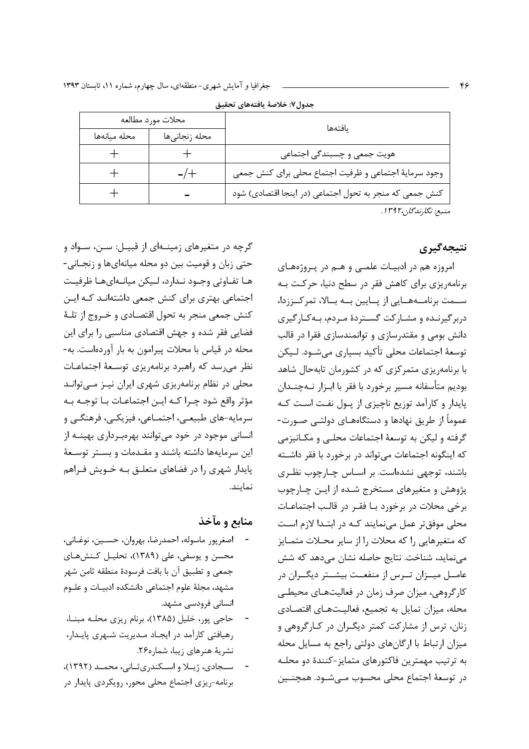جدول۷: خلاصهٔ یافته‌های تحقیق

| یافته‌ها | محلات مورد مطالعه | |
|---|---|---|
| | محله زنجانی‌ها | محله میانه‌ها |
| هویت جمعی و چسبندگی اجتماعی | + | + |
| وجود سرمایهٔ اجتماعی و ظرفیت اجتماع محلی برای کنش جمعی | -/+ | + |
| کنش جمعی که منجر به تحول اجتماعی (در اینجا اقتصادی) شود | - | + |

*منبع: نگارندگان،۱۳۹۲.*

## نتیجه‌گیری

امروزه هم در ادبیات علمی و هم در پروژه‌های برنامه‌ریزی برای کاهش فقر در سطح دنیا، حرکت به سمت برنامه‌هایی از پایین به بالا، تمرکززدا، دربرگیرنده و مشارکت گستردهٔ مردم، به‌کارگیری دانش بومی و مقتدرسازی و توانمندسازی فقرا در قالب توسعهٔ اجتماعات محلی تأکید بسیاری می‌شود. لیکن با برنامه‌ریزی متمرکزی که در کشورمان تابه‌حال شاهد بودیم متأسفانه مسیر برخورد با فقر با ابزار نه‌چندان پایدار و کارآمد توزیع ناچیزی از پول نفت است که عموماً از طریق نهادها و دستگاه‌های دولتی صورت‌گرفته و لیکن به توسعهٔ اجتماعات محلی و مکانیزمی که اینگونه اجتماعات می‌تواند در برخورد با فقر داشته باشند، توجهی نشده‌است. بر اساس چارچوب نظری پژوهش و متغیرهای مستخرج شده از این چارچوب برخی محلات در برخورد با فقر در قالب اجتماعات محلی موفق‌تر عمل می‌نمایند که در ابتدا لازم است که متغیرهایی را که محلات را از سایر محلات متمایز می‌نماید، شناخت. نتایج حاصله نشان می‌دهد که شش عامل میزان ترس از منفعت بیشتر دیگران در کارگروهی، میزان صرف زمان در فعالیت‌های محیطی محله، میزان تمایل به تجمیع، فعالیت‌های اقتصادی زنان، ترس از مشارکت کمتر دیگران در کارگروهی و میزان ارتباط با ارگان‌های دولتی راجع به مسایل محله به ترتیب مهمترین فاکتورهای متمایز-کنندهٔ دو محله در توسعهٔ اجتماع محلی محسوب می‌شود. همچنین گرچه در متغیرهای زمینه‌ای از قبیل: سن، سواد و حتی زبان و قومیت بین دو محله میانه‌ای‌ها و زنجانی-ها تفاوتی وجود ندارد، لیکن میانه‌ای‌ها ظرفیت اجتماعی بهتری برای کنش جمعی داشته‌اند که این کنش جمعی منجر به تحول اقتصادی و خروج از تلهٔ فضایی فقر شده و جهش اقتصادی مناسبی را برای این محله در قیاس با محلات پیرامون به بار آورده‌است. به‌نظر می‌رسد که راهبرد برنامه‌ریزی توسعهٔ اجتماعات محلی در نظام برنامه‌ریزی شهری ایران نیز می‌تواند مؤثر واقع شود چرا که این اجتماعات با توجه به سرمایه-های طبیعی، اجتماعی، فیزیکی، فرهنگی و انسانی موجود در خود می‌توانند بهره‌برداری بهینه از این سرمایه‌ها داشته باشند و مقدمات و بستر توسعهٔ پایدار شهری را در فضاهای متعلق به خویش فراهم نمایند.

## منابع و مآخذ

- اصغرپور ماسوله، احمدرضا، بهروان، حسین، نوغانی، محسن و یوسفی، علی (۱۳۸۹)، تحلیل کنش‌های جمعی و تطبیق آن با بافت فرسودهٔ منطقه ثامن شهر مشهد، مجلهٔ علوم اجتماعی دانشکده ادبیات و علوم انسانی فردوسی مشهد.
- حاجی پور، خلیل (۱۳۸۵)، برنام ریزی محله مبنا، رهیافتی کارآمد در ایجاد مدیریت شهری پایدار، نشریهٔ هنرهای زیبا، شماره۲۶.
- سجادی، ژیلا و اسکندری‌ثانی، محمد (۱۳۹۲)، برنامه-ریزی اجتماع محلی محور، رویکردی پایدار در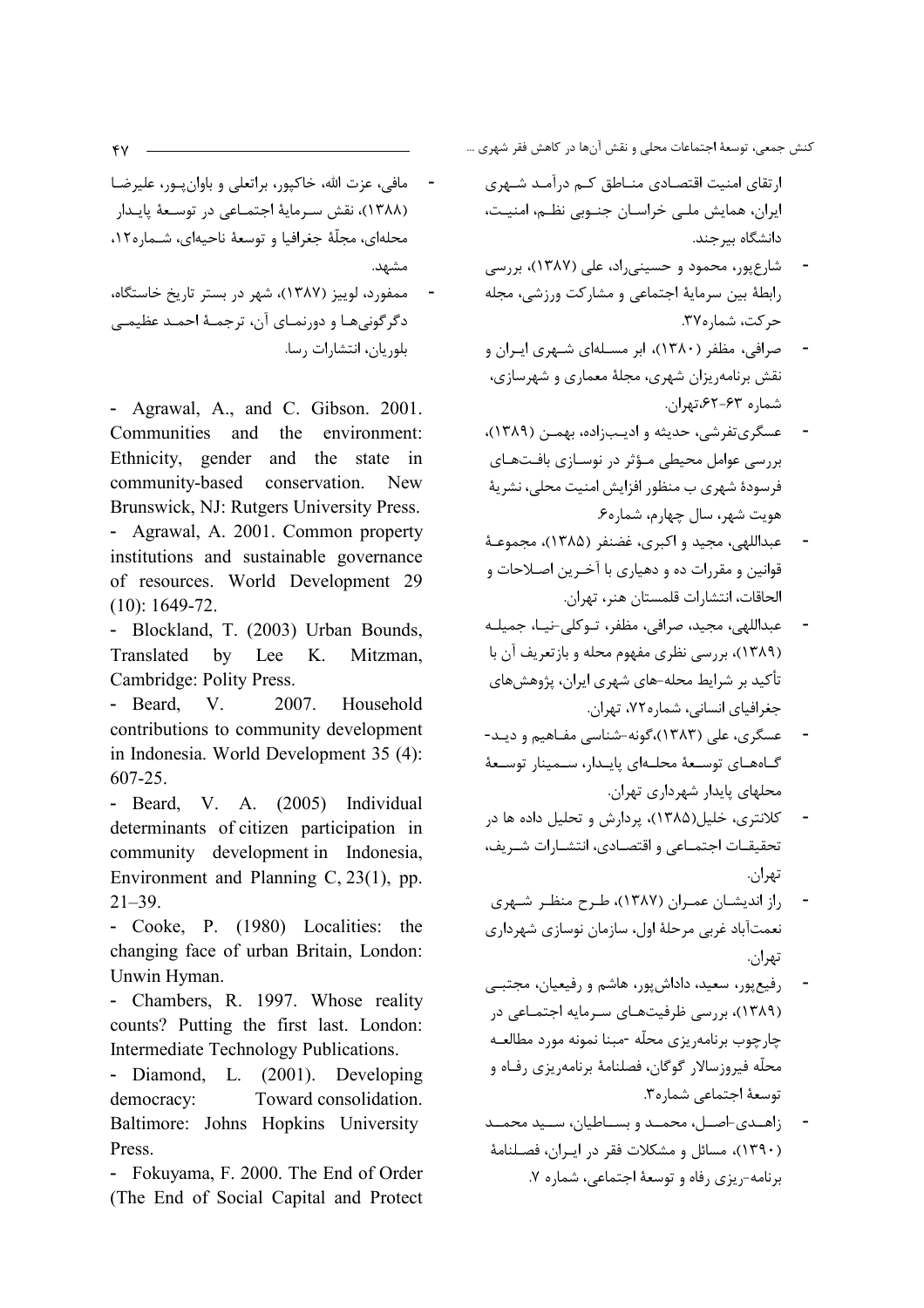ارتقای امنیت اقتصادی مناطق کم درآمد شهری ایران، همایش ملی خراسان جنوبی نظم، امنیت، دانشگاه بیرجند.

- شارع‌پور، محمود و حسینی‌راد، علی (۱۳۸۷)، بررسی رابطهٔ بین سرمایهٔ اجتماعی و مشارکت ورزشی، مجله حرکت، شماره۳۷.
- صرافی، مظفر (۱۳۸۰)، ابر مسئله‌ای شهری ایران و نقش برنامه‌ریزان شهری، مجلهٔ معماری و شهرسازی، شماره ۶۳-۶۲،تهران.
- عسگری‌تفرشی، حدیثه و ادیب‌زاده، بهمن (۱۳۸۹)، بررسی عوامل محیطی مؤثر در نوسازی بافت‌های فرسودهٔ شهری ب منظور افزایش امنیت محلی، نشریهٔ هویت شهر، سال چهارم، شماره۶.
- عبداللهی، مجید و اکبری، غضنفر (۱۳۸۵)، مجموعهٔ قوانین و مقررات ده و دهیاری با آخرین اصلاحات و الحاقات، انتشارات قلمستان هنر، تهران.
- عبداللهی، مجید، صرافی، مظفر، توکلی-نیا، جمیله (۱۳۸۹)، بررسی نظری مفهوم محله و بازتعریف آن با تأکید بر شرایط محله-های شهری ایران، پژوهش‌های جغرافیای انسانی، شماره۷۲، تهران.
- عسگری، علی (۱۳۸۳)،گونه-شناسی مفاهیم و دید-گاه‌های توسعهٔ محله‌ای پایدار، سمینار توسعهٔ محلهای پایدار شهرداری تهران.
- کلانتری، خلیل(۱۳۸۵)، پردازش و تحلیل داده ها در تحقیقات اجتماعی و اقتصادی، انتشارات شریف، تهران.
- راز اندیشان عمران (۱۳۸۷)، طرح منظر شهری نعمت‌آباد غربی مرحلهٔ اول، سازمان نوسازی شهرداری تهران.
- رفیع‌پور، سعید، داداش‌پور، هاشم و رفیعیان، مجتبی (۱۳۸۹)، بررسی ظرفیت‌های سرمایه اجتماعی در چارچوب برنامه‌ریزی محلّه -مبنا نمونه مورد مطالعه محلّه فیروزسالار گوگان، فصلنامهٔ برنامه‌ریزی رفاه و توسعهٔ اجتماعی شماره۳.
- زاهدی-اصل، محمد و بساطیان، سید محمد (۱۳۹۰)، مسائل و مشکلات فقر در ایران، فصلنامهٔ برنامه-ریزی رفاه و توسعهٔ اجتماعی، شماره ۷.
- مافی، عزت الله، خاکپور، براتعلی و باوان‌پور، علیرضا (۱۳۸۸)، نقش سرمایهٔ اجتماعی در توسعهٔ پایدار محله‌ای، مجلّهٔ جغرافیا و توسعهٔ ناحیه‌ای، شماره۱۲، مشهد.
- ممفورد، لوییز (۱۳۸۷)، شهر در بستر تاریخ خاستگاه، دگرگونی‌ها و دورنمای آن، ترجمهٔ احمد عظیمی بلوریان، انتشارات رسا.

- Agrawal, A., and C. Gibson. 2001. Communities and the environment: Ethnicity, gender and the state in community-based conservation. New Brunswick, NJ: Rutgers University Press.
- Agrawal, A. 2001. Common property institutions and sustainable governance of resources. World Development 29 (10): 1649-72.
- Blockland, T. (2003) Urban Bounds, Translated by Lee K. Mitzman, Cambridge: Polity Press.
- Beard, V. 2007. Household contributions to community development in Indonesia. World Development 35 (4): 607-25.
- Beard, V. A. (2005) Individual determinants of citizen participation in community development in Indonesia, Environment and Planning C, 23(1), pp. 21–39.
- Cooke, P. (1980) Localities: the changing face of urban Britain, London: Unwin Hyman.
- Chambers, R. 1997. Whose reality counts? Putting the first last. London: Intermediate Technology Publications.
- Diamond, L. (2001). Developing democracy: Toward consolidation. Baltimore: Johns Hopkins University Press.
- Fokuyama, F. 2000. The End of Order (The End of Social Capital and Protect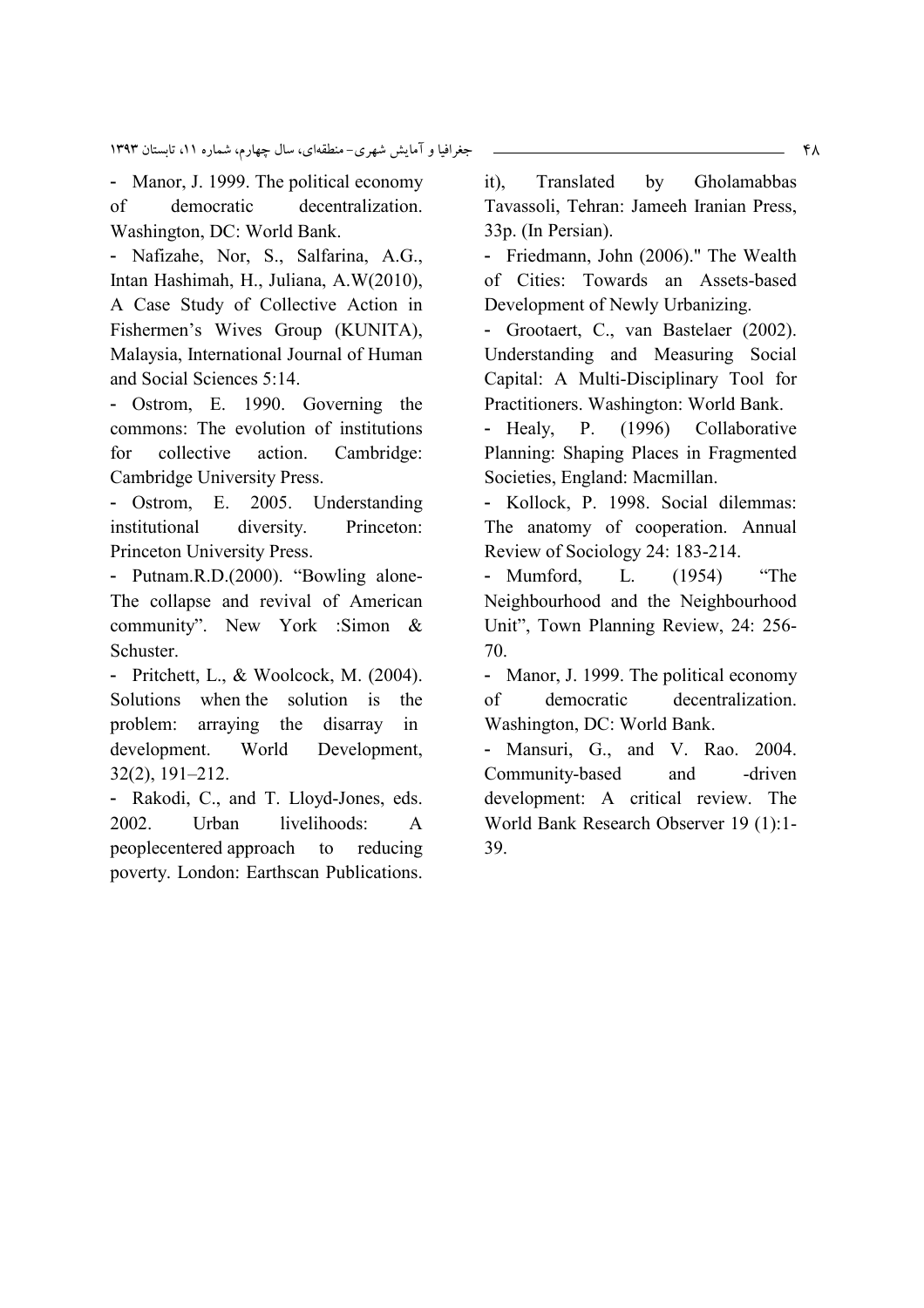- Manor, J. 1999. The political economy of democratic decentralization. Washington, DC: World Bank.
- Nafizahe, Nor, S., Salfarina, A.G., Intan Hashimah, H., Juliana, A.W(2010), A Case Study of Collective Action in Fishermen's Wives Group (KUNITA), Malaysia, International Journal of Human and Social Sciences 5:14.
- Ostrom, E. 1990. Governing the commons: The evolution of institutions for collective action. Cambridge: Cambridge University Press.
- Ostrom, E. 2005. Understanding institutional diversity. Princeton: Princeton University Press.
- Putnam.R.D.(2000). "Bowling alone- The collapse and revival of American community". New York :Simon & Schuster.
- Pritchett, L., & Woolcock, M. (2004). Solutions when the solution is the problem: arraying the disarray in development. World Development, 32(2), 191–212.
- Rakodi, C., and T. Lloyd-Jones, eds. 2002. Urban livelihoods: A peoplecentered approach to reducing poverty. London: Earthscan Publications.

it), Translated by Gholamabbas Tavassoli, Tehran: Jameeh Iranian Press, 33p. (In Persian).

- Friedmann, John (2006)." The Wealth of Cities: Towards an Assets-based Development of Newly Urbanizing.
- Grootaert, C., van Bastelaer (2002). Understanding and Measuring Social Capital: A Multi-Disciplinary Tool for Practitioners. Washington: World Bank.
- Healy, P. (1996) Collaborative Planning: Shaping Places in Fragmented Societies, England: Macmillan.
- Kollock, P. 1998. Social dilemmas: The anatomy of cooperation. Annual Review of Sociology 24: 183-214.
- Mumford, L. (1954) "The Neighbourhood and the Neighbourhood Unit", Town Planning Review, 24: 256-70.
- Manor, J. 1999. The political economy of democratic decentralization. Washington, DC: World Bank.
- Mansuri, G., and V. Rao. 2004. Community-based and -driven development: A critical review. The World Bank Research Observer 19 (1):1-39.